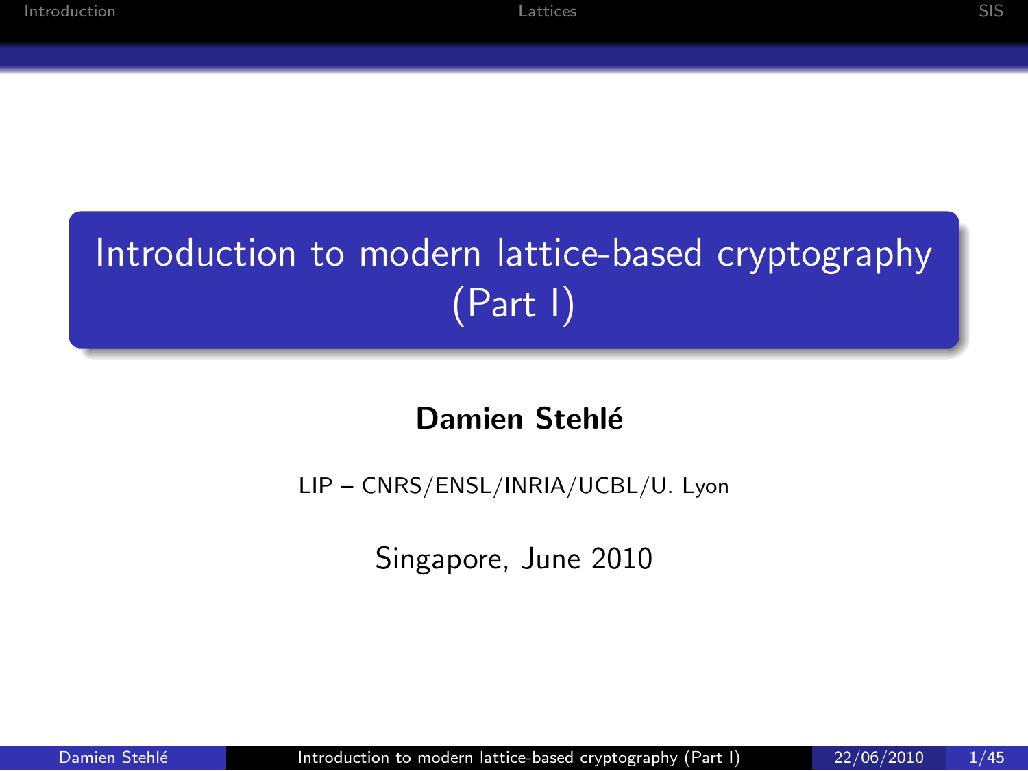# Introduction to modern lattice-based cryptography (Part I)

**Damien Stehlé**

LIP – CNRS/ENSL/INRIA/UCBL/U. Lyon

Singapore, June 2010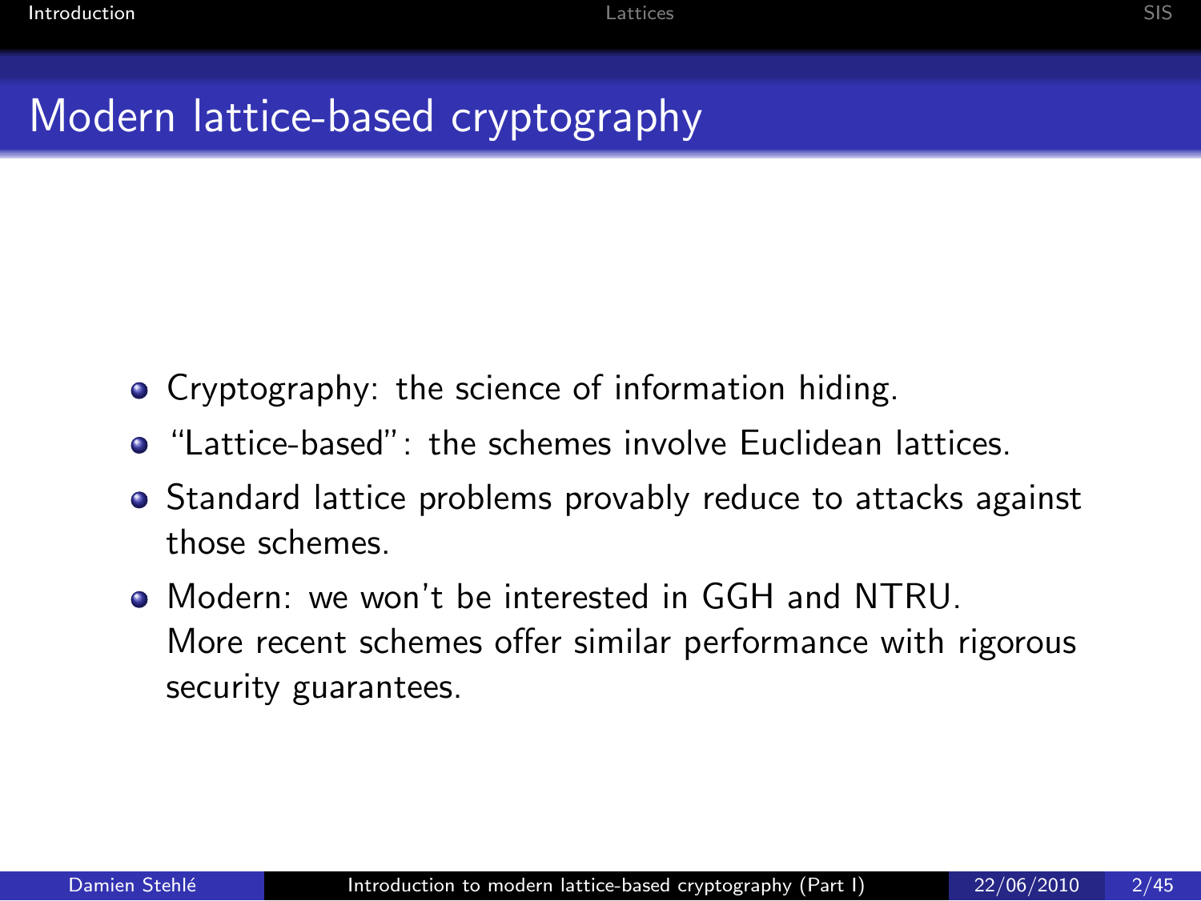# Modern lattice-based cryptography

- Cryptography: the science of information hiding.
- "Lattice-based": the schemes involve Euclidean lattices.
- Standard lattice problems provably reduce to attacks against those schemes.
- Modern: we won't be interested in GGH and NTRU.
  More recent schemes offer similar performance with rigorous security guarantees.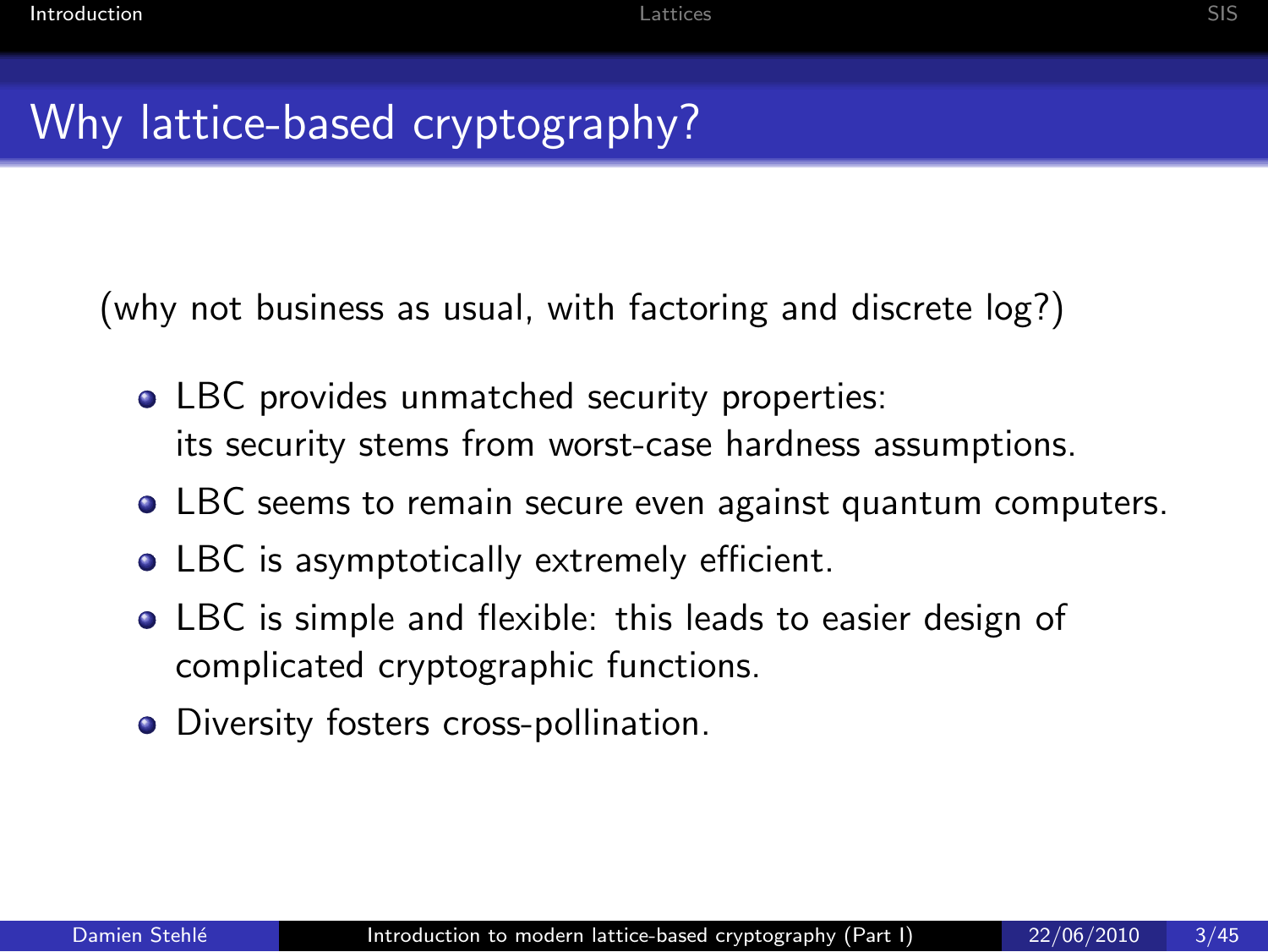# Why lattice-based cryptography?

(why not business as usual, with factoring and discrete log?)

- LBC provides unmatched security properties: its security stems from worst-case hardness assumptions.
- LBC seems to remain secure even against quantum computers.
- LBC is asymptotically extremely efficient.
- LBC is simple and flexible: this leads to easier design of complicated cryptographic functions.
- Diversity fosters cross-pollination.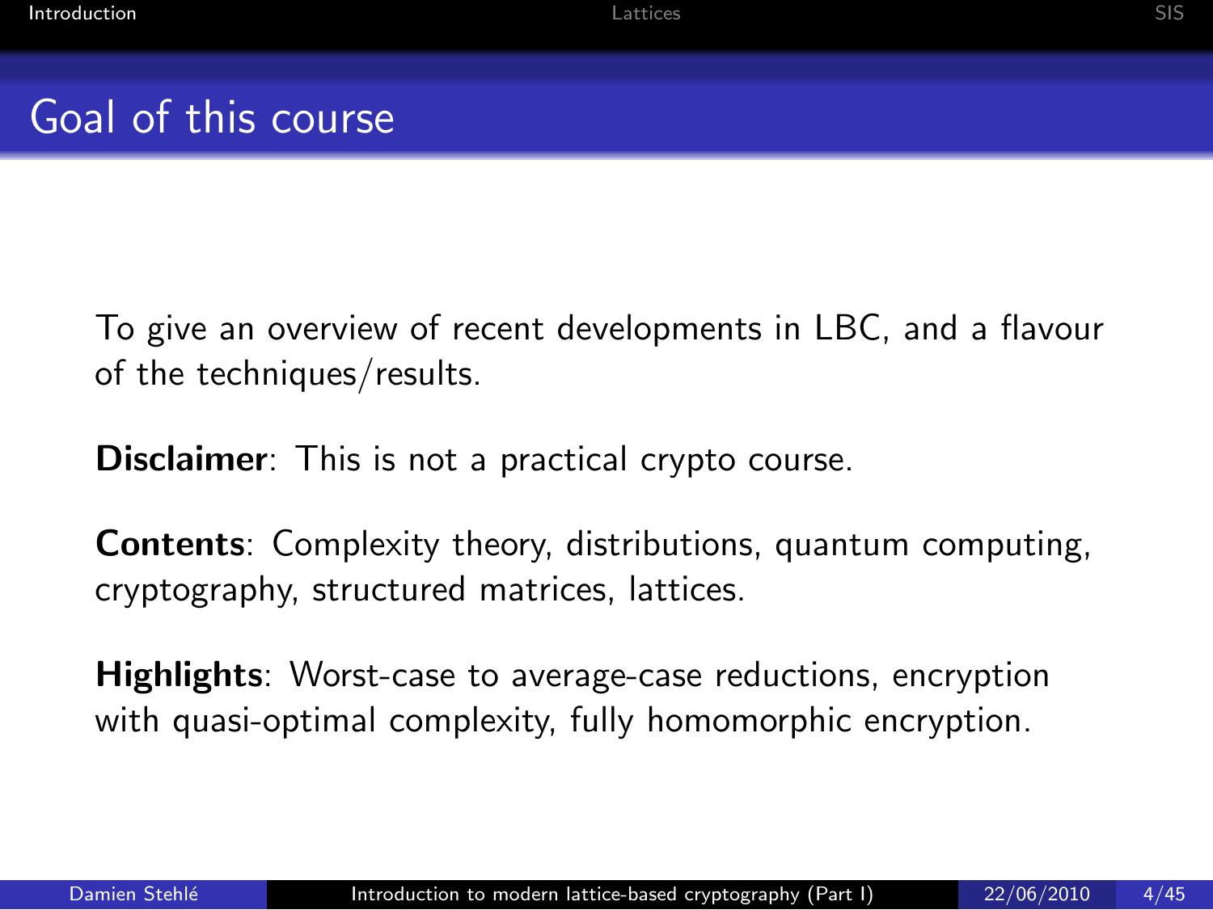# Goal of this course

To give an overview of recent developments in LBC, and a flavour of the techniques/results.

**Disclaimer**: This is not a practical crypto course.

**Contents**: Complexity theory, distributions, quantum computing, cryptography, structured matrices, lattices.

**Highlights**: Worst-case to average-case reductions, encryption with quasi-optimal complexity, fully homomorphic encryption.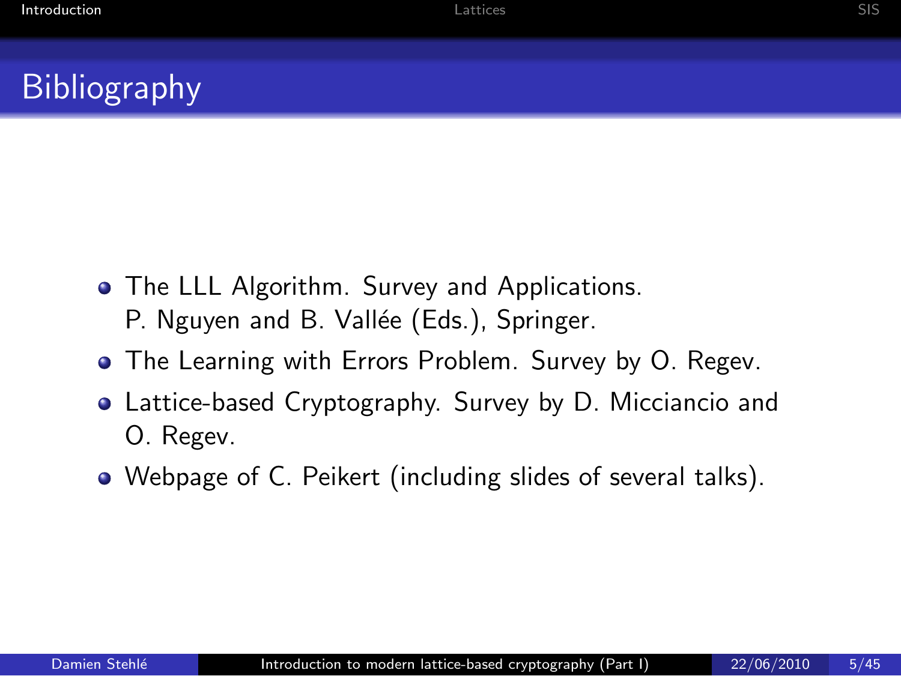# Bibliography

- The LLL Algorithm. Survey and Applications.
  P. Nguyen and B. Vallée (Eds.), Springer.
- The Learning with Errors Problem. Survey by O. Regev.
- Lattice-based Cryptography. Survey by D. Micciancio and O. Regev.
- Webpage of C. Peikert (including slides of several talks).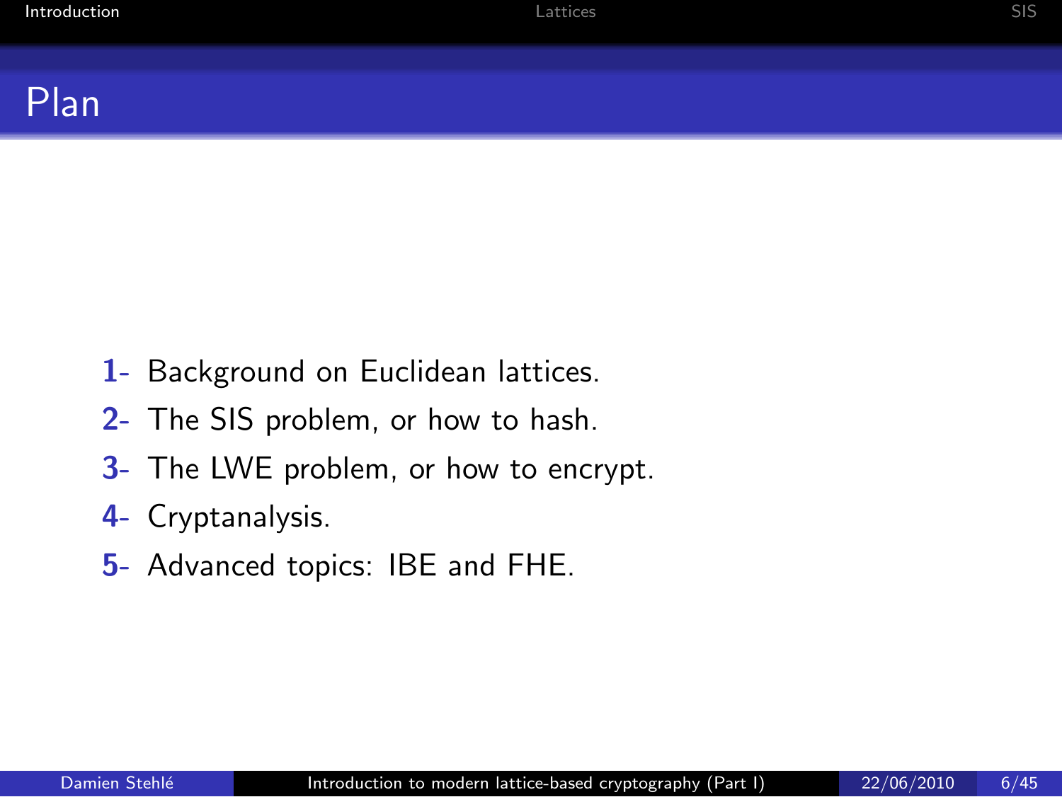# Plan

1- Background on Euclidean lattices.

2- The SIS problem, or how to hash.

3- The LWE problem, or how to encrypt.

4- Cryptanalysis.

5- Advanced topics: IBE and FHE.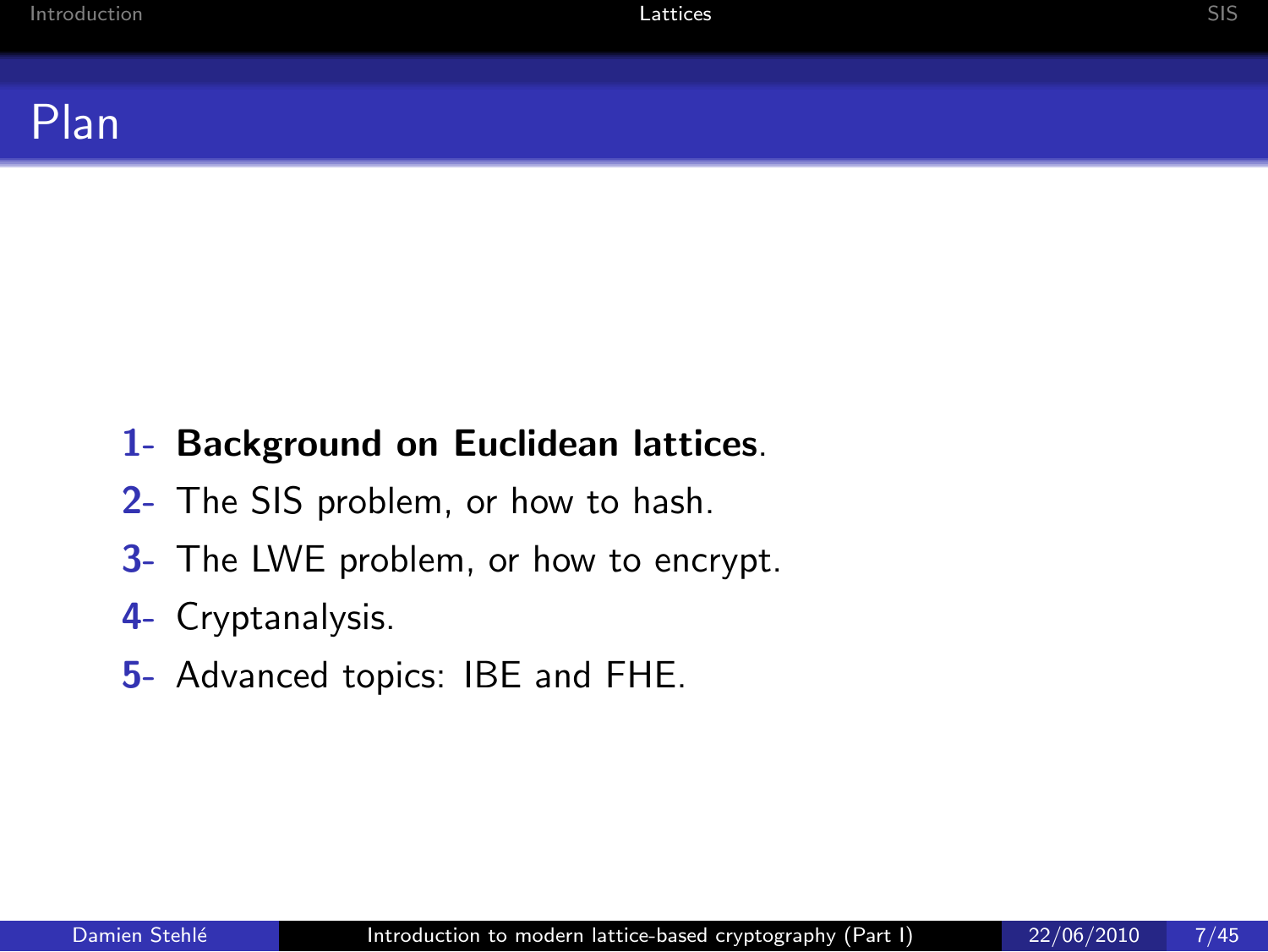# Plan

1- **Background on Euclidean lattices**.

2- The SIS problem, or how to hash.

3- The LWE problem, or how to encrypt.

4- Cryptanalysis.

5- Advanced topics: IBE and FHE.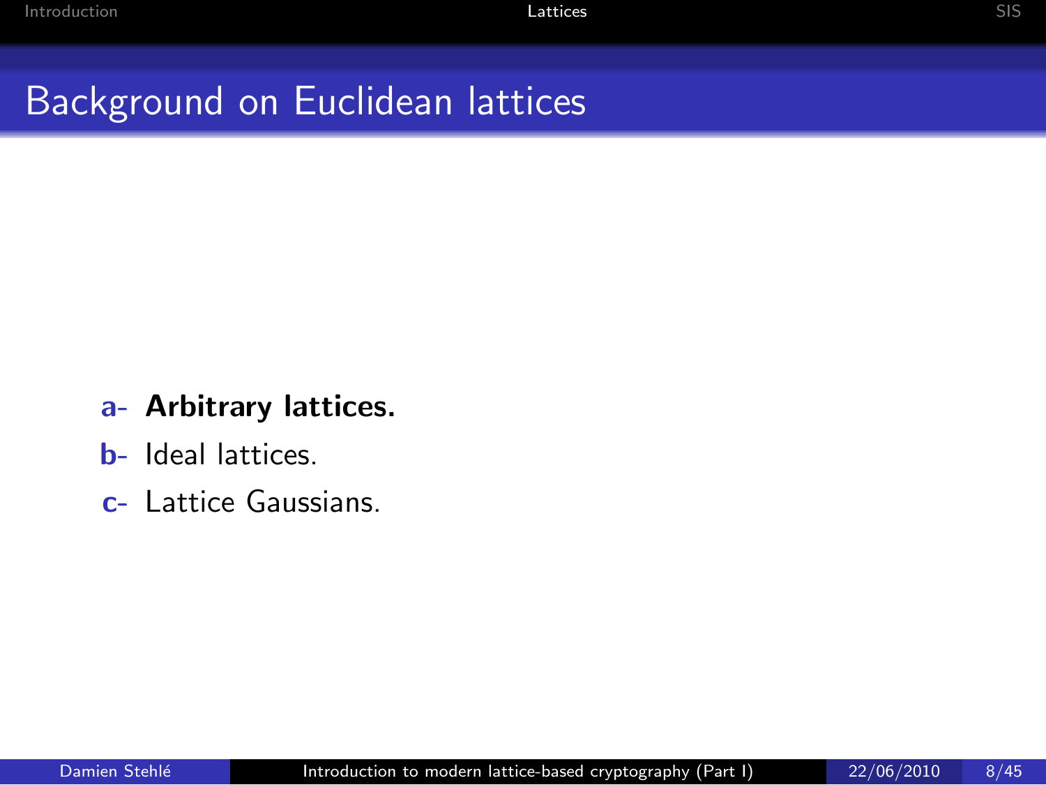# Background on Euclidean lattices

a- **Arbitrary lattices.**

b- Ideal lattices.

c- Lattice Gaussians.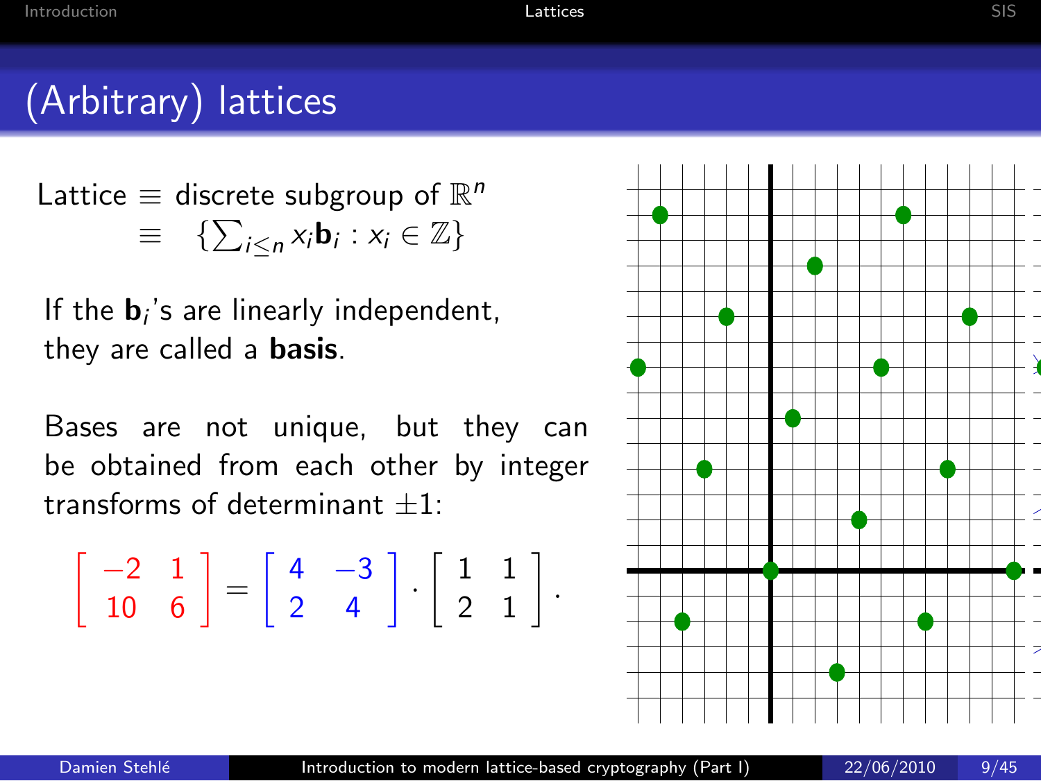# (Arbitrary) lattices

Lattice $\equiv$ discrete subgroup of $\mathbb{R}^n$

$\equiv \quad \{\sum_{i \leq n} x_i \mathbf{b}_i : x_i \in \mathbb{Z}\}$

If the $\mathbf{b}_i$'s are linearly independent, they are called a **basis**.

Bases are not unique, but they can be obtained from each other by integer transforms of determinant $\pm 1$:

$$\begin{bmatrix} -2 & 1 \\ 10 & 6 \end{bmatrix} = \begin{bmatrix} 4 & -3 \\ 2 & 4 \end{bmatrix} \cdot \begin{bmatrix} 1 & 1 \\ 2 & 1 \end{bmatrix}.$$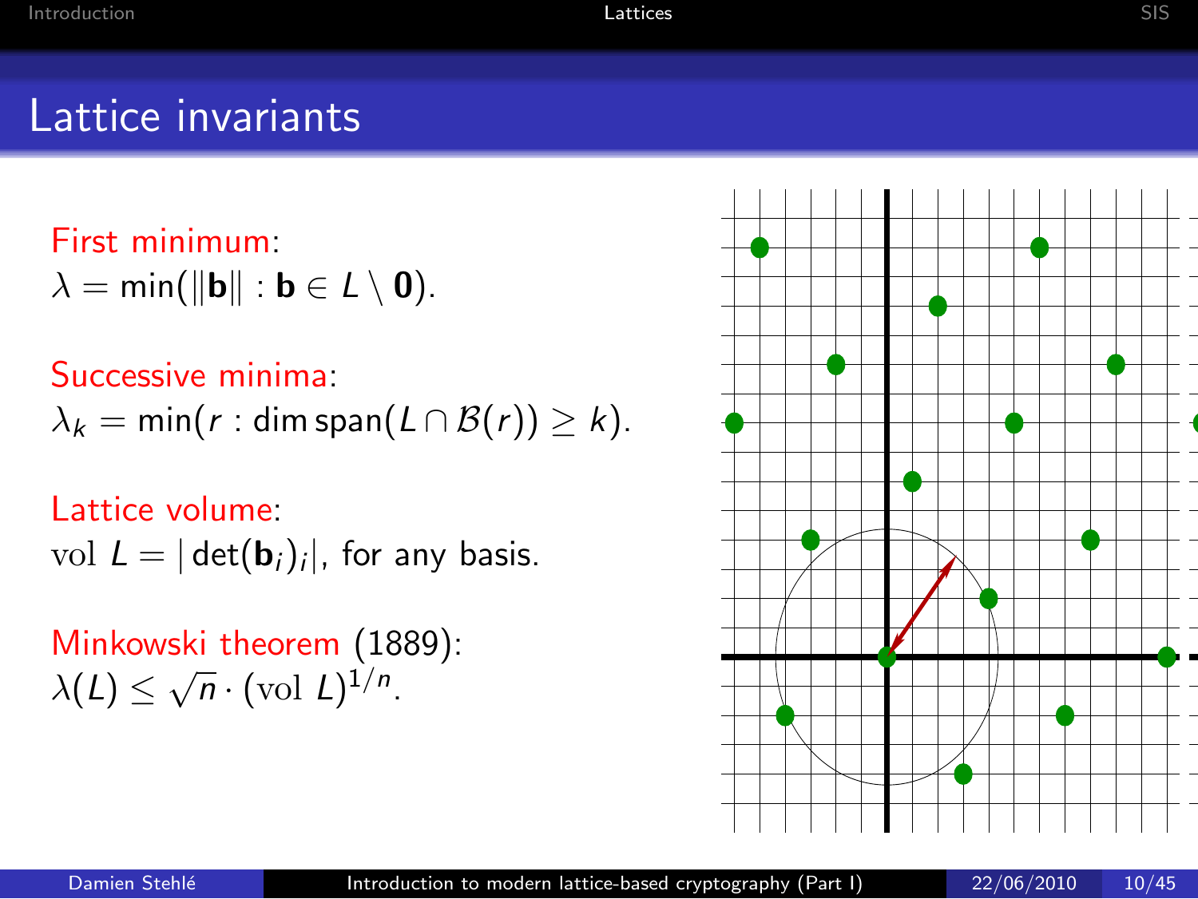# Lattice invariants

First minimum:
$\lambda = \min(\|\mathbf{b}\| : \mathbf{b} \in L \setminus \mathbf{0})$.

Successive minima:
$\lambda_k = \min(r : \dim \operatorname{span}(L \cap \mathcal{B}(r)) \geq k)$.

Lattice volume:
$\mathrm{vol}\ L = |\det(\mathbf{b}_i)_i|$, for any basis.

Minkowski theorem (1889):
$\lambda(L) \leq \sqrt{n} \cdot (\mathrm{vol}\ L)^{1/n}$.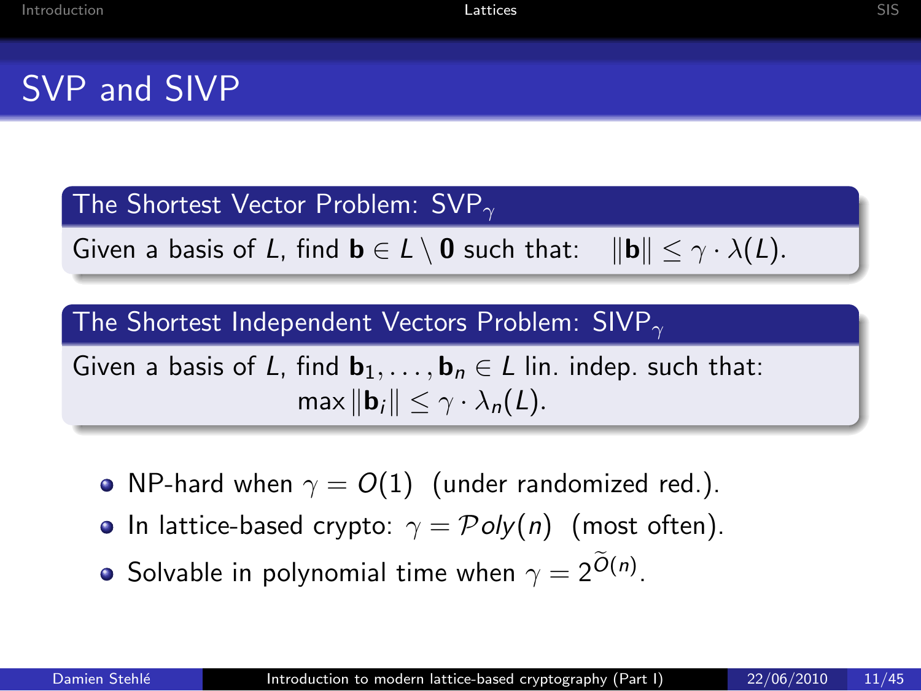# SVP and SIVP

**The Shortest Vector Problem: $\mathrm{SVP}_\gamma$**

Given a basis of $L$, find $\mathbf{b} \in L \setminus \mathbf{0}$ such that: $\|\mathbf{b}\| \leq \gamma \cdot \lambda(L)$.

**The Shortest Independent Vectors Problem: $\mathrm{SIVP}_\gamma$**

Given a basis of $L$, find $\mathbf{b}_1, \ldots, \mathbf{b}_n \in L$ lin. indep. such that:

$$\max \|\mathbf{b}_i\| \leq \gamma \cdot \lambda_n(L).$$

- NP-hard when $\gamma = O(1)$ (under randomized red.).
- In lattice-based crypto: $\gamma = \mathcal{P}oly(n)$ (most often).
- Solvable in polynomial time when $\gamma = 2^{\widetilde{O}(n)}$.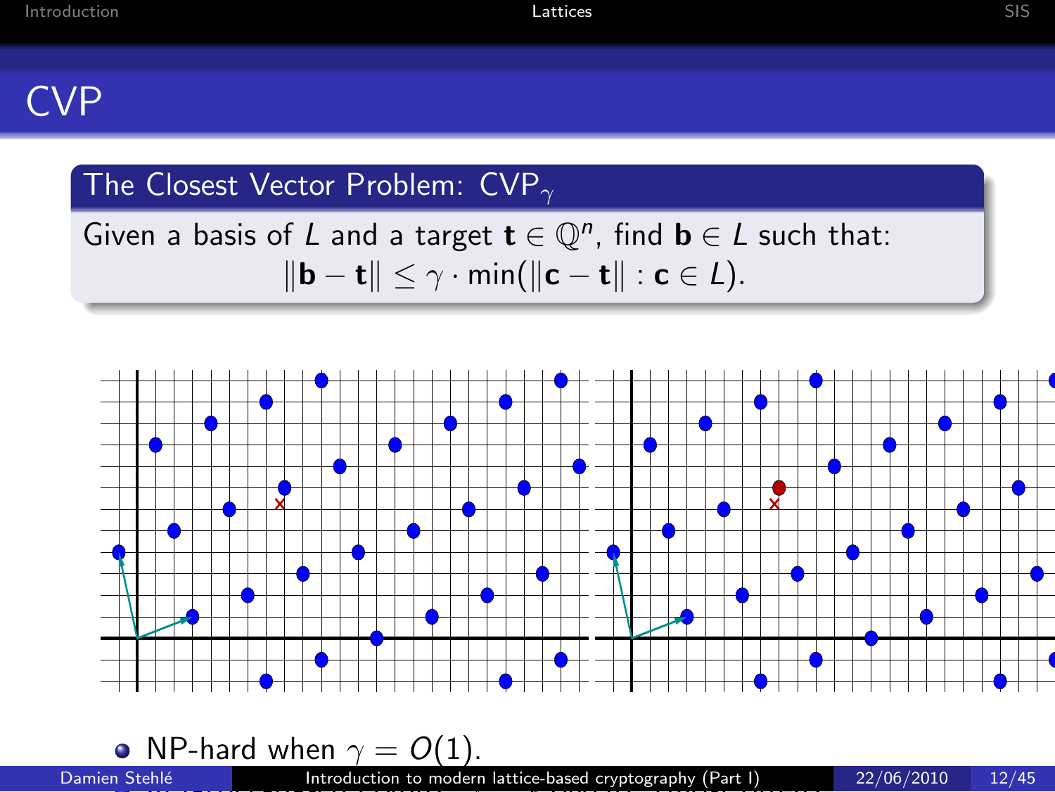# CVP

**The Closest Vector Problem: $\mathrm{CVP}_\gamma$**

Given a basis of $L$ and a target $\mathbf{t} \in \mathbb{Q}^n$, find $\mathbf{b} \in L$ such that:

$$\|\mathbf{b} - \mathbf{t}\| \leq \gamma \cdot \min(\|\mathbf{c} - \mathbf{t}\| : \mathbf{c} \in L).$$

- NP-hard when $\gamma = O(1)$.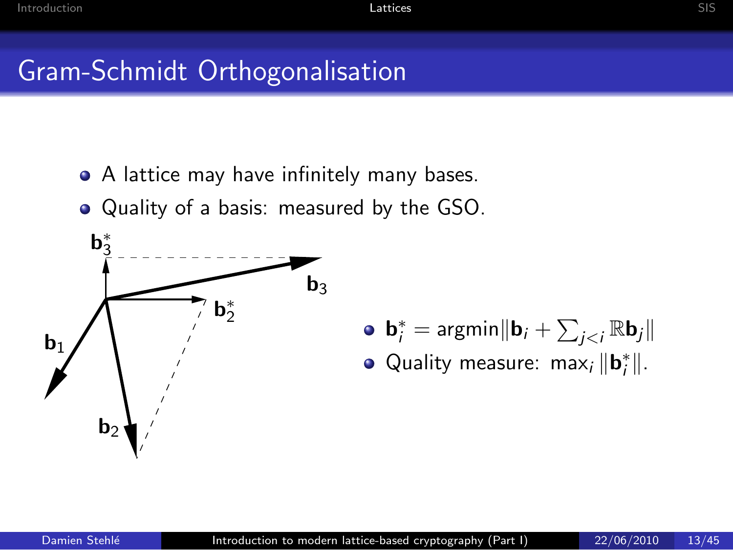# Gram-Schmidt Orthogonalisation

- A lattice may have infinitely many bases.
- Quality of a basis: measured by the GSO.

- $\mathbf{b}_i^* = \text{argmin}\|\mathbf{b}_i + \sum_{j<i} \mathbb{R}\mathbf{b}_j\|$
- Quality measure: $\max_i \|\mathbf{b}_i^*\|$.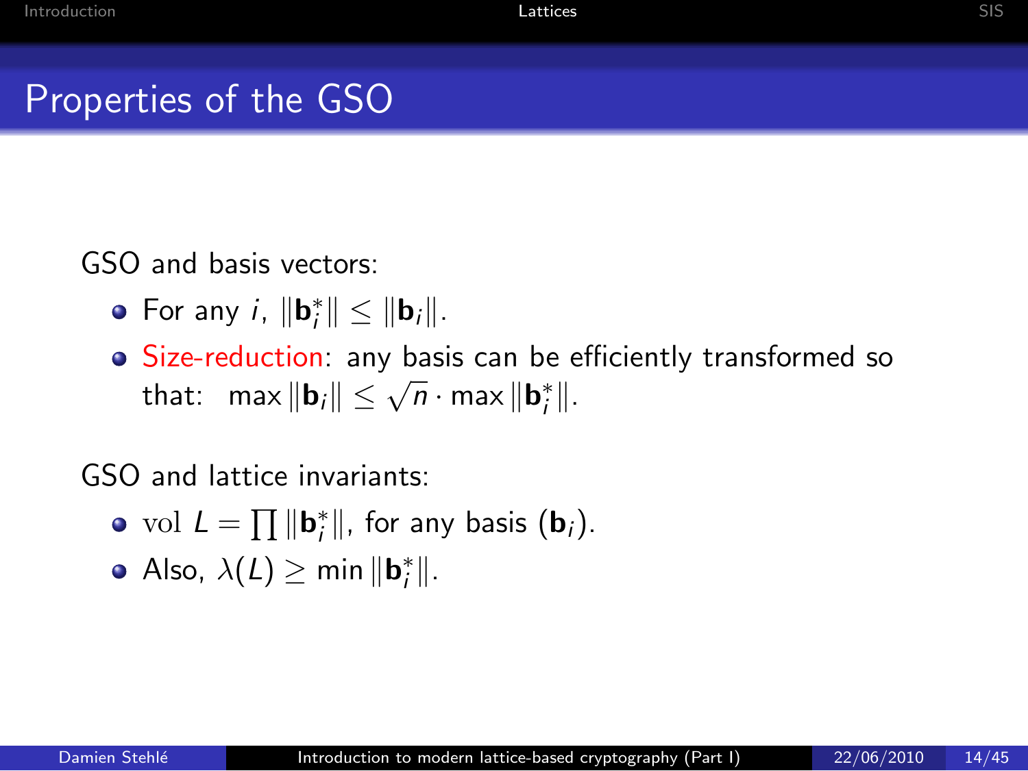# Properties of the GSO

GSO and basis vectors:

- For any $i$, $\|\mathbf{b}_i^*\| \leq \|\mathbf{b}_i\|$.
- Size-reduction: any basis can be efficiently transformed so that: $\max \|\mathbf{b}_i\| \leq \sqrt{n} \cdot \max \|\mathbf{b}_i^*\|$.

GSO and lattice invariants:

- $\mathrm{vol}\ L = \prod \|\mathbf{b}_i^*\|$, for any basis $(\mathbf{b}_i)$.
- Also, $\lambda(L) \geq \min \|\mathbf{b}_i^*\|$.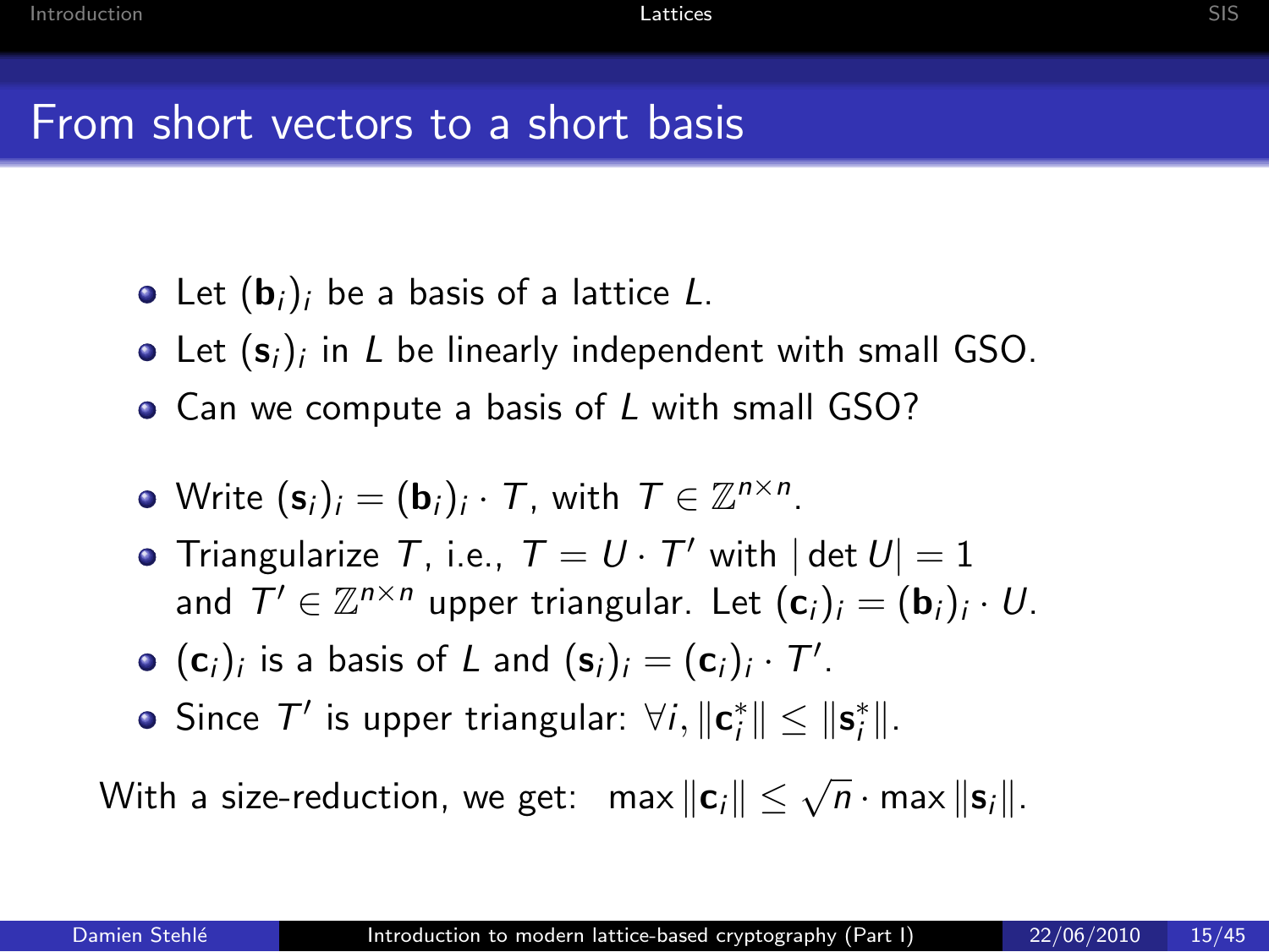# From short vectors to a short basis

- Let $(\mathbf{b}_i)_i$ be a basis of a lattice $L$.
- Let $(\mathbf{s}_i)_i$ in $L$ be linearly independent with small GSO.
- Can we compute a basis of $L$ with small GSO?

- Write $(\mathbf{s}_i)_i = (\mathbf{b}_i)_i \cdot T$, with $T \in \mathbb{Z}^{n \times n}$.
- Triangularize $T$, i.e., $T = U \cdot T'$ with $|\det U| = 1$ and $T' \in \mathbb{Z}^{n \times n}$ upper triangular. Let $(\mathbf{c}_i)_i = (\mathbf{b}_i)_i \cdot U$.
- $(\mathbf{c}_i)_i$ is a basis of $L$ and $(\mathbf{s}_i)_i = (\mathbf{c}_i)_i \cdot T'$.
- Since $T'$ is upper triangular: $\forall i, \|\mathbf{c}_i^*\| \leq \|\mathbf{s}_i^*\|$.

With a size-reduction, we get: $\max \|\mathbf{c}_i\| \leq \sqrt{n} \cdot \max \|\mathbf{s}_i\|$.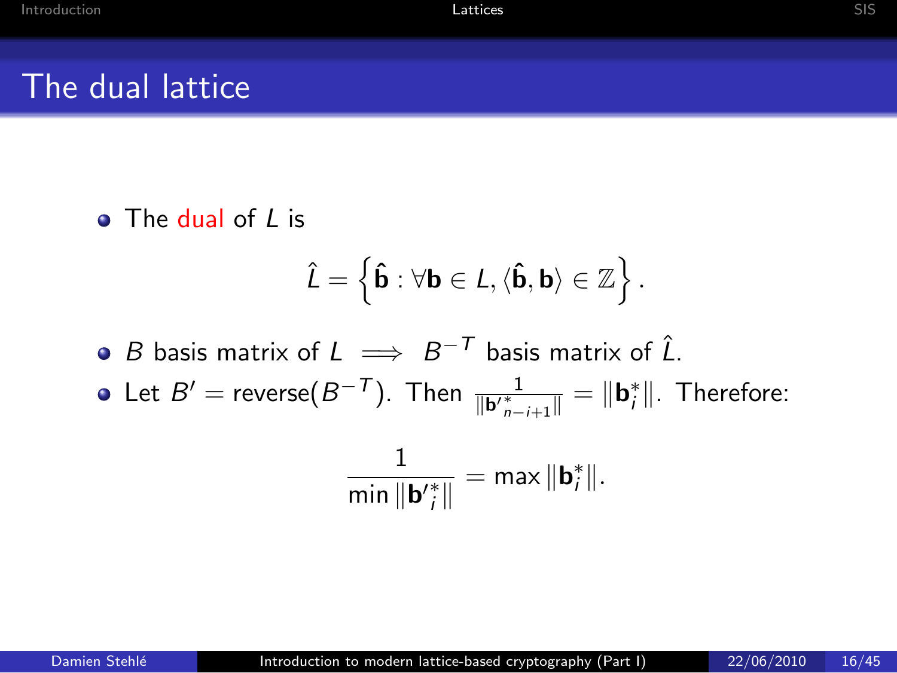# The dual lattice

- The dual of $L$ is

$$\hat{L} = \left\{ \hat{\mathbf{b}} : \forall \mathbf{b} \in L, \langle \hat{\mathbf{b}}, \mathbf{b} \rangle \in \mathbb{Z} \right\}.$$

- $B$ basis matrix of $L \implies B^{-T}$ basis matrix of $\hat{L}$.
- Let $B' = \text{reverse}(B^{-T})$. Then $\frac{1}{\|\mathbf{b'}^*_{n-i+1}\|} = \|\mathbf{b}^*_i\|$. Therefore:

$$\frac{1}{\min \|\mathbf{b'}^*_i\|} = \max \|\mathbf{b}^*_i\|.$$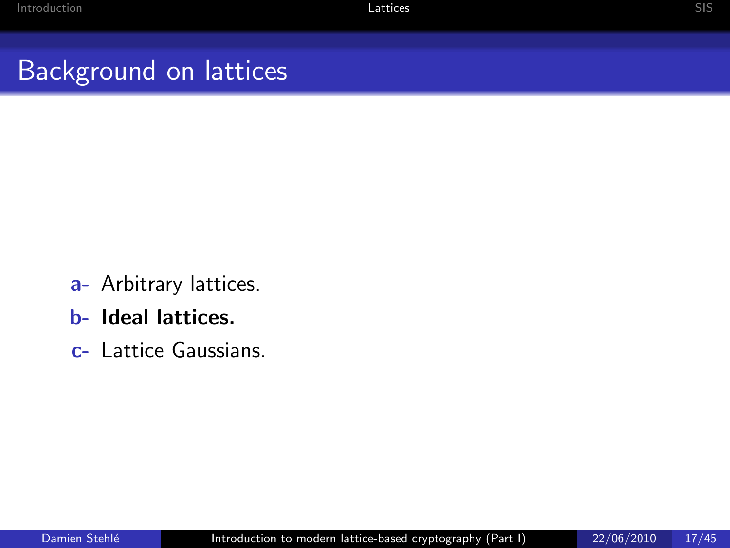# Background on lattices

a- Arbitrary lattices.

b- **Ideal lattices.**

c- Lattice Gaussians.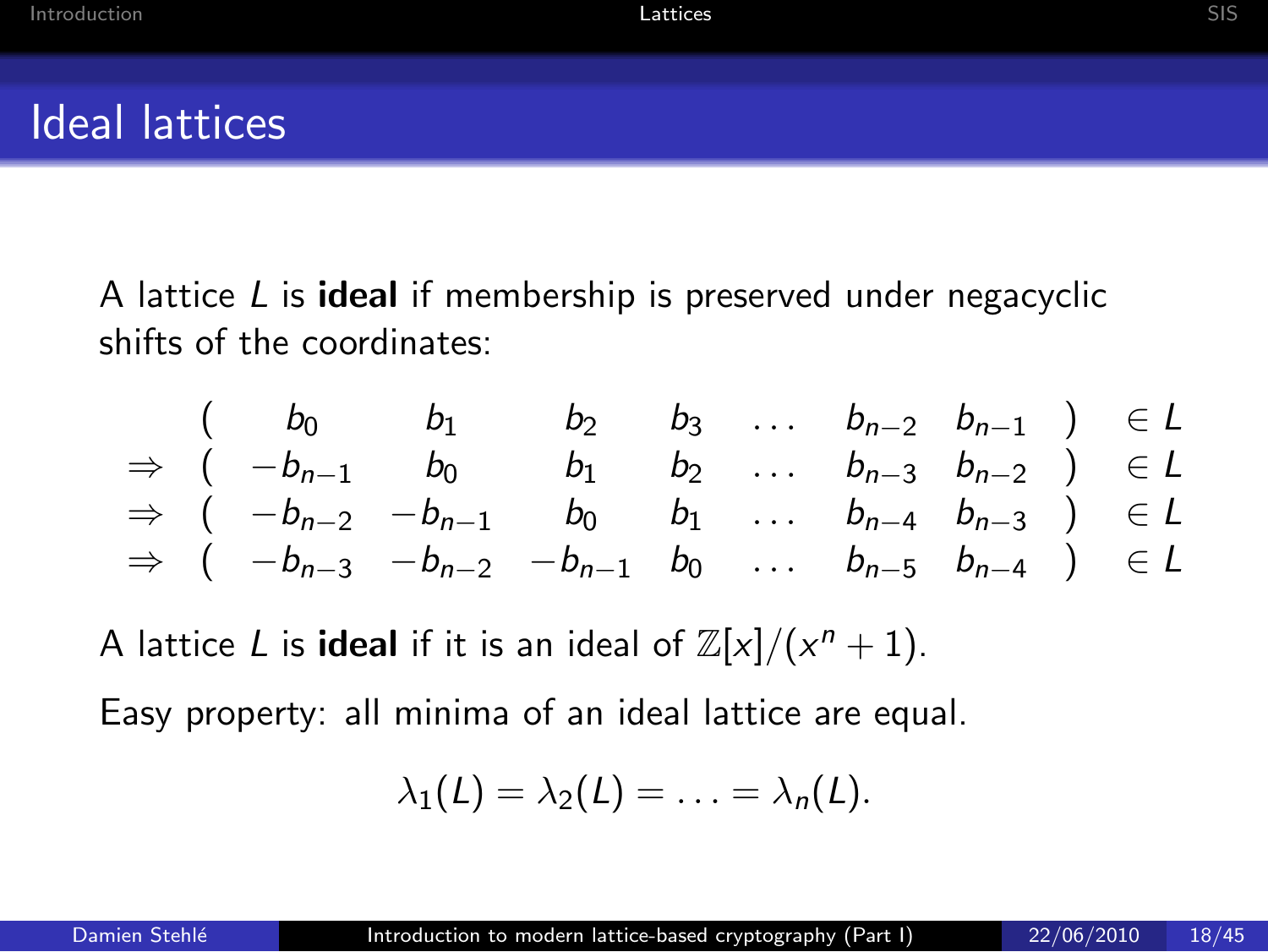# Ideal lattices

A lattice $L$ is **ideal** if membership is preserved under negacyclic shifts of the coordinates:

$$
\begin{array}{rcccccccl}
 & ( & b_0 & b_1 & b_2 & b_3 & \ldots & b_{n-2} & b_{n-1} & ) & \in L \\
\Rightarrow & ( & -b_{n-1} & b_0 & b_1 & b_2 & \ldots & b_{n-3} & b_{n-2} & ) & \in L \\
\Rightarrow & ( & -b_{n-2} & -b_{n-1} & b_0 & b_1 & \ldots & b_{n-4} & b_{n-3} & ) & \in L \\
\Rightarrow & ( & -b_{n-3} & -b_{n-2} & -b_{n-1} & b_0 & \ldots & b_{n-5} & b_{n-4} & ) & \in L
\end{array}
$$

A lattice $L$ is **ideal** if it is an ideal of $\mathbb{Z}[x]/(x^n+1)$.

Easy property: all minima of an ideal lattice are equal.

$$\lambda_1(L) = \lambda_2(L) = \ldots = \lambda_n(L).$$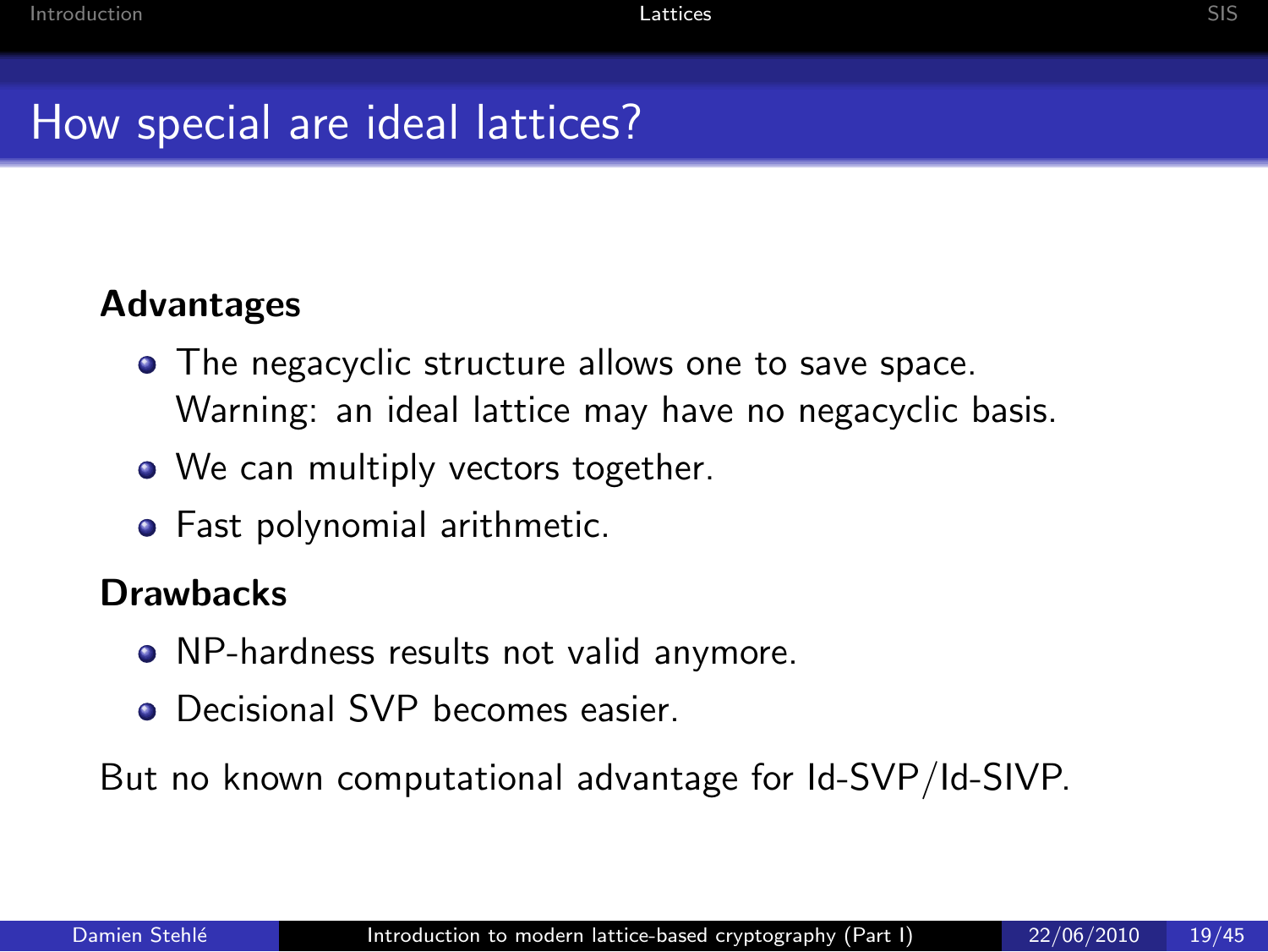# How special are ideal lattices?

**Advantages**

- The negacyclic structure allows one to save space.
  Warning: an ideal lattice may have no negacyclic basis.
- We can multiply vectors together.
- Fast polynomial arithmetic.

**Drawbacks**

- NP-hardness results not valid anymore.
- Decisional SVP becomes easier.

But no known computational advantage for Id-SVP/Id-SIVP.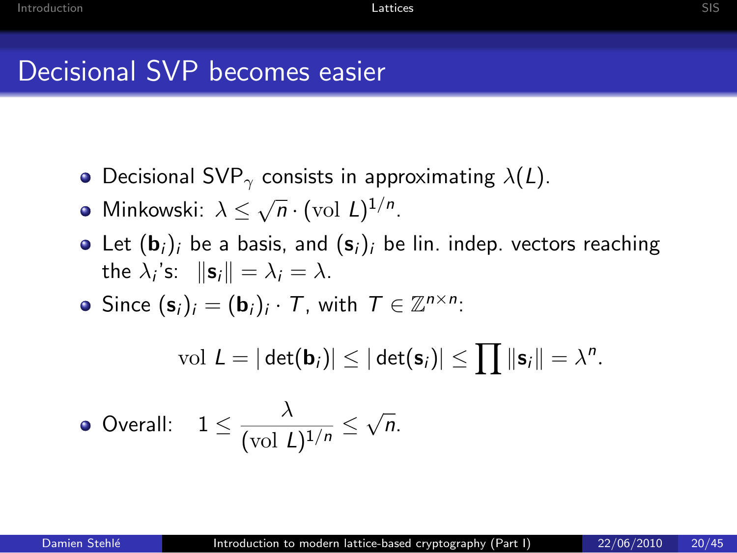# Decisional SVP becomes easier

- Decisional SVP$_\gamma$ consists in approximating $\lambda(L)$.
- Minkowski: $\lambda \leq \sqrt{n} \cdot (\mathrm{vol}\ L)^{1/n}$.
- Let $(\mathbf{b}_i)_i$ be a basis, and $(\mathbf{s}_i)_i$ be lin. indep. vectors reaching the $\lambda_i$'s: $\|\mathbf{s}_i\| = \lambda_i = \lambda$.
- Since $(\mathbf{s}_i)_i = (\mathbf{b}_i)_i \cdot T$, with $T \in \mathbb{Z}^{n \times n}$:

$$\mathrm{vol}\ L = |\det(\mathbf{b}_i)| \leq |\det(\mathbf{s}_i)| \leq \prod \|\mathbf{s}_i\| = \lambda^n.$$

- Overall: $1 \leq \dfrac{\lambda}{(\mathrm{vol}\ L)^{1/n}} \leq \sqrt{n}$.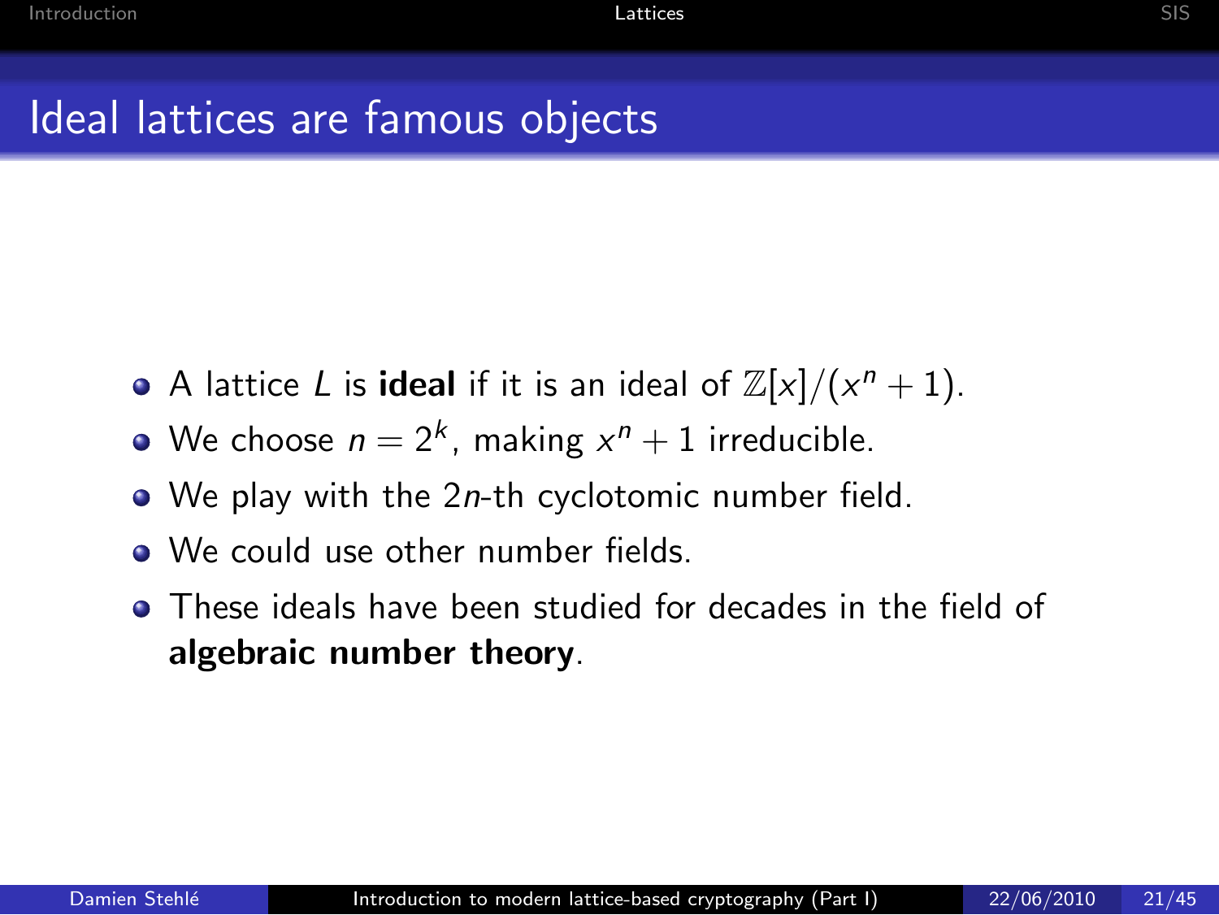# Ideal lattices are famous objects

- A lattice $L$ is **ideal** if it is an ideal of $\mathbb{Z}[x]/(x^n + 1)$.
- We choose $n = 2^k$, making $x^n + 1$ irreducible.
- We play with the $2n$-th cyclotomic number field.
- We could use other number fields.
- These ideals have been studied for decades in the field of **algebraic number theory**.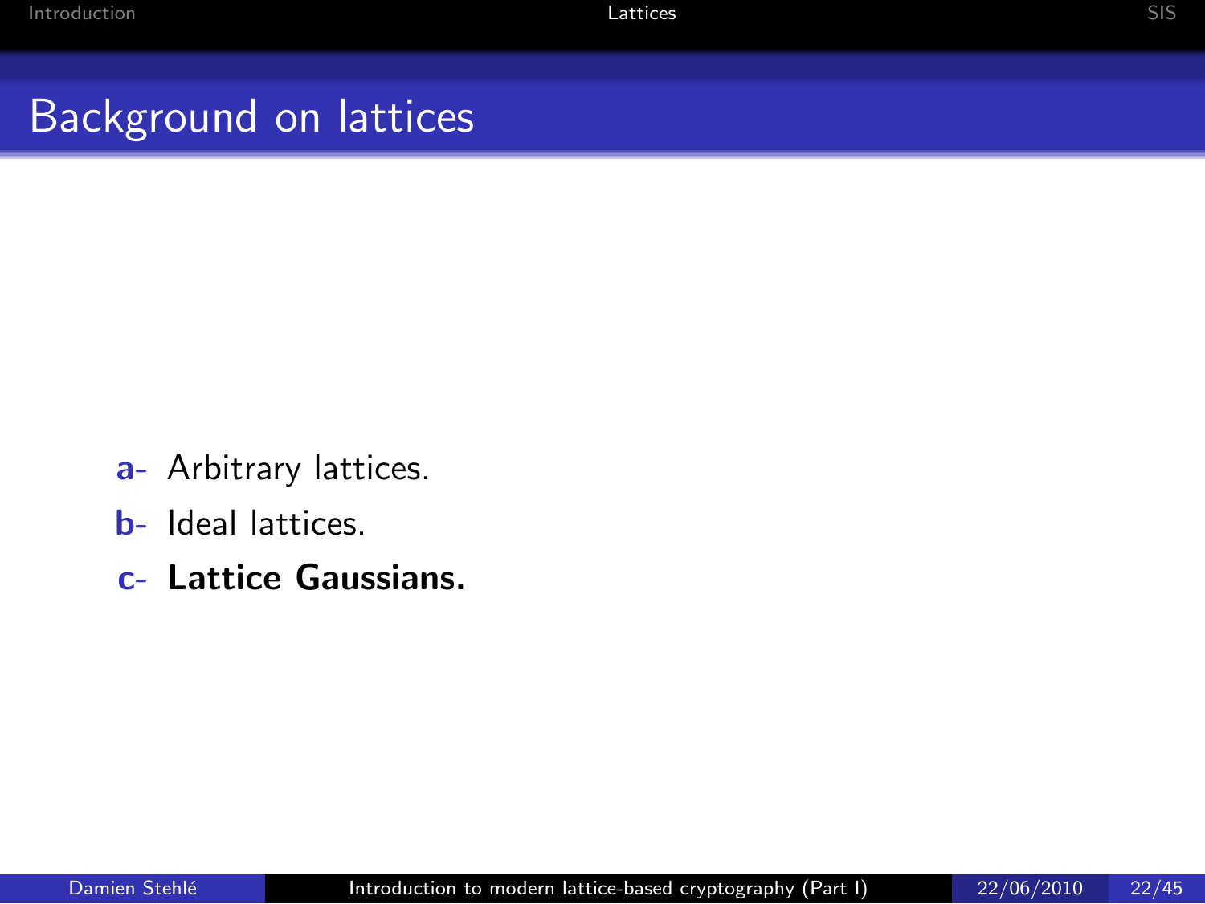# Background on lattices

a- Arbitrary lattices.

b- Ideal lattices.

c- **Lattice Gaussians.**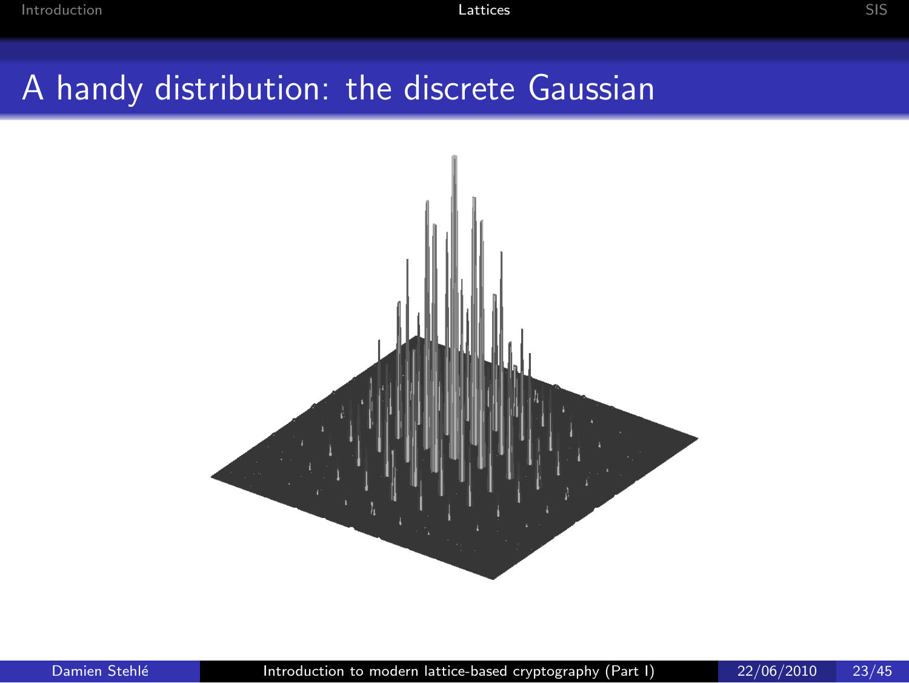# A handy distribution: the discrete Gaussian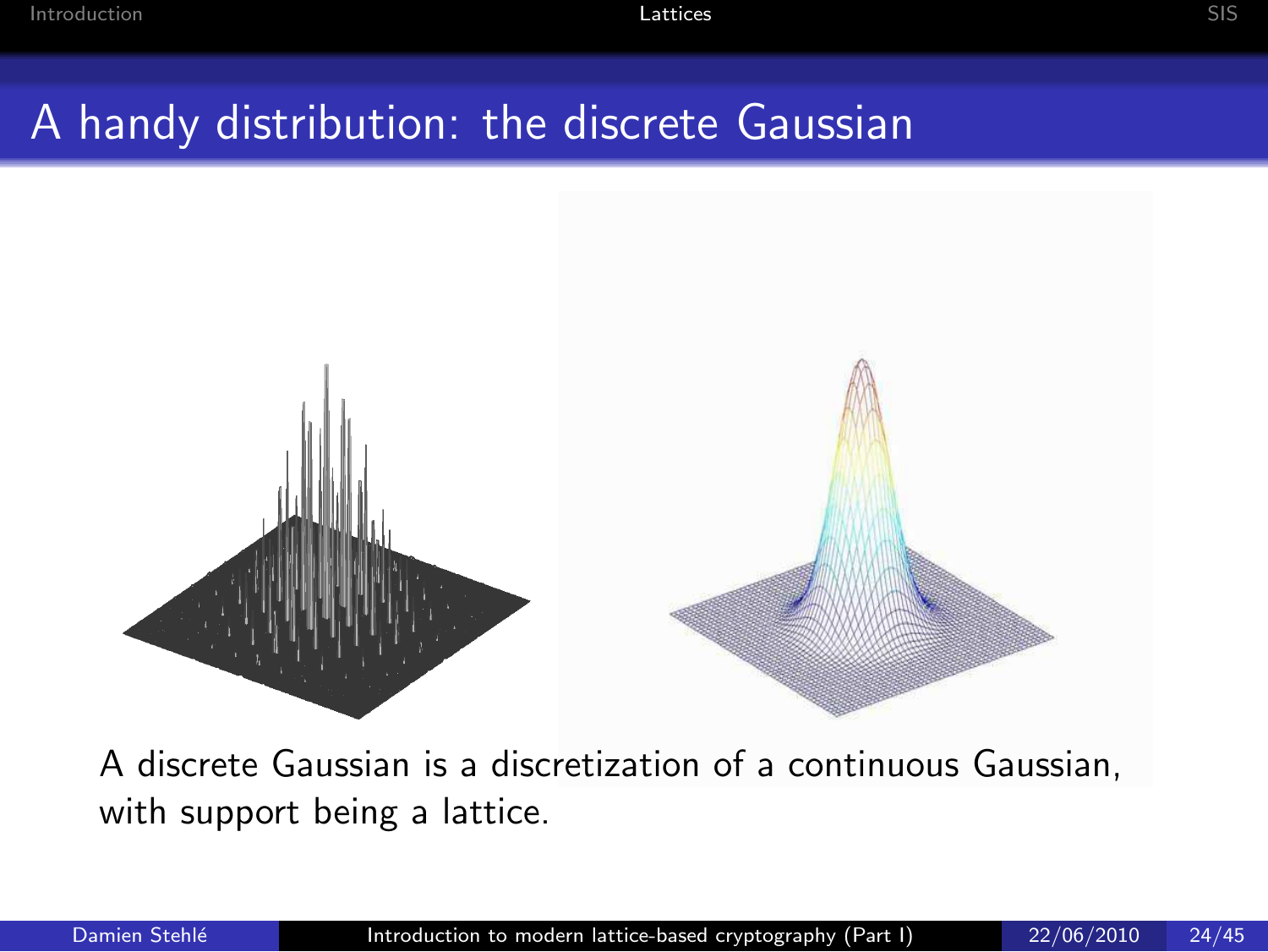# A handy distribution: the discrete Gaussian

A discrete Gaussian is a discretization of a continuous Gaussian, with support being a lattice.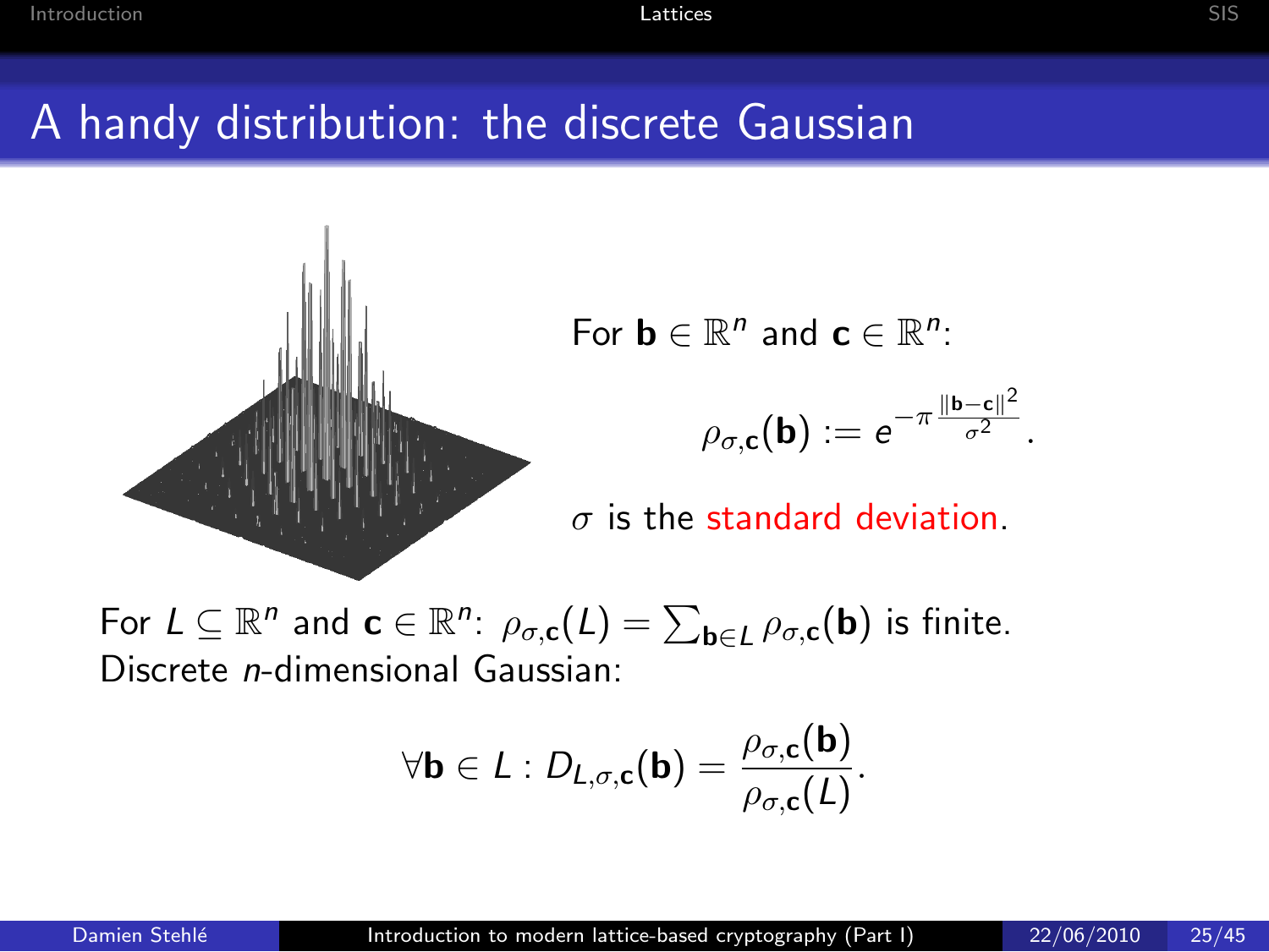# A handy distribution: the discrete Gaussian

For $\mathbf{b} \in \mathbb{R}^n$ and $\mathbf{c} \in \mathbb{R}^n$:

$$\rho_{\sigma,\mathbf{c}}(\mathbf{b}) := e^{-\pi \frac{\|\mathbf{b}-\mathbf{c}\|^2}{\sigma^2}}.$$

$\sigma$ is the standard deviation.

For $L \subseteq \mathbb{R}^n$ and $\mathbf{c} \in \mathbb{R}^n$: $\rho_{\sigma,\mathbf{c}}(L) = \sum_{\mathbf{b} \in L} \rho_{\sigma,\mathbf{c}}(\mathbf{b})$ is finite.
Discrete $n$-dimensional Gaussian:

$$\forall \mathbf{b} \in L : D_{L,\sigma,\mathbf{c}}(\mathbf{b}) = \frac{\rho_{\sigma,\mathbf{c}}(\mathbf{b})}{\rho_{\sigma,\mathbf{c}}(L)}.$$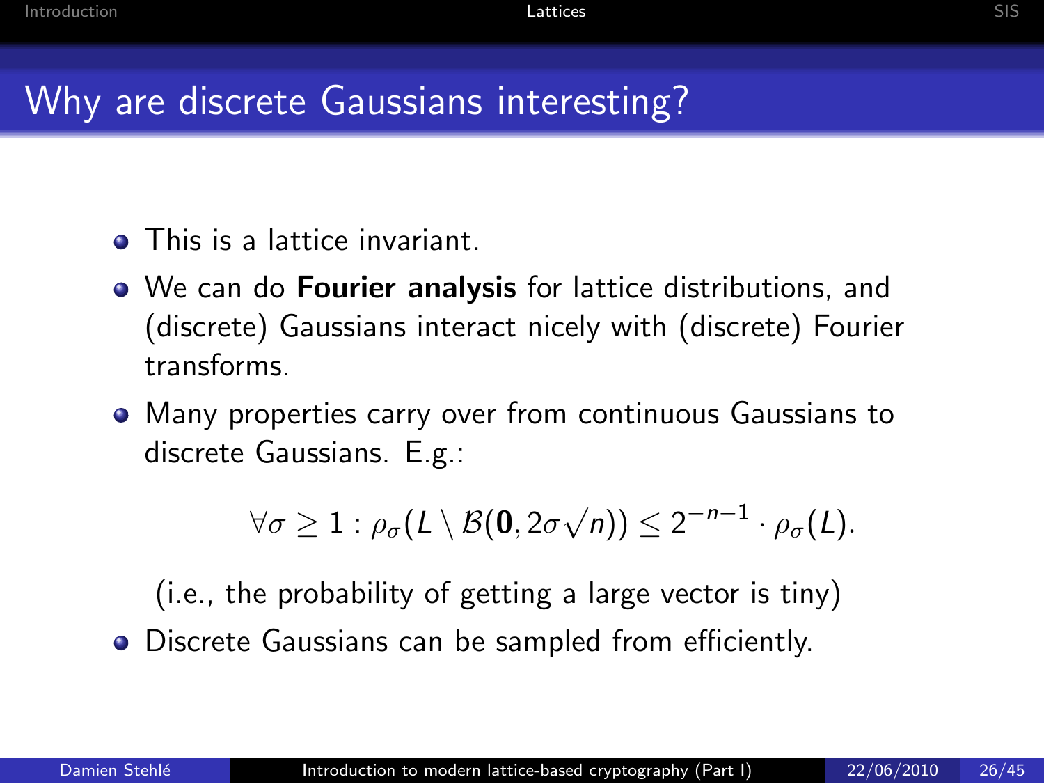# Why are discrete Gaussians interesting?

- This is a lattice invariant.
- We can do **Fourier analysis** for lattice distributions, and (discrete) Gaussians interact nicely with (discrete) Fourier transforms.
- Many properties carry over from continuous Gaussians to discrete Gaussians. E.g.:

$$\forall \sigma \geq 1 : \rho_\sigma(L \setminus \mathcal{B}(\mathbf{0}, 2\sigma\sqrt{n})) \leq 2^{-n-1} \cdot \rho_\sigma(L).$$

  (i.e., the probability of getting a large vector is tiny)

- Discrete Gaussians can be sampled from efficiently.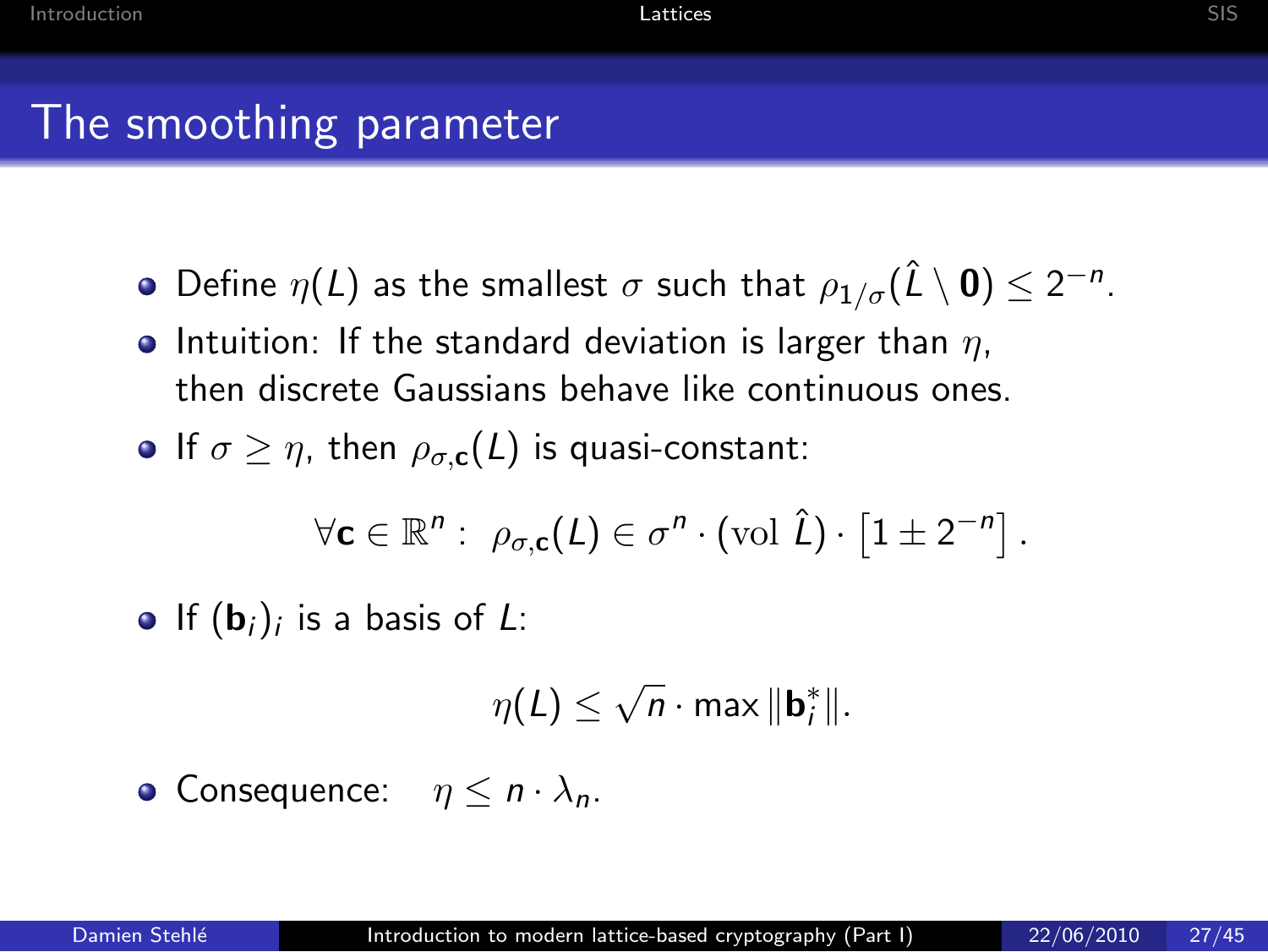# The smoothing parameter

- Define $\eta(L)$ as the smallest $\sigma$ such that $\rho_{1/\sigma}(\hat{L} \setminus \mathbf{0}) \leq 2^{-n}$.
- Intuition: If the standard deviation is larger than $\eta$, then discrete Gaussians behave like continuous ones.
- If $\sigma \geq \eta$, then $\rho_{\sigma,\mathbf{c}}(L)$ is quasi-constant:

$$\forall \mathbf{c} \in \mathbb{R}^n : \; \rho_{\sigma,\mathbf{c}}(L) \in \sigma^n \cdot (\mathrm{vol}\ \hat{L}) \cdot \left[1 \pm 2^{-n}\right].$$

- If $(\mathbf{b}_i)_i$ is a basis of $L$:

$$\eta(L) \leq \sqrt{n} \cdot \max \|\mathbf{b}_i^*\|.$$

- Consequence: $\eta \leq n \cdot \lambda_n$.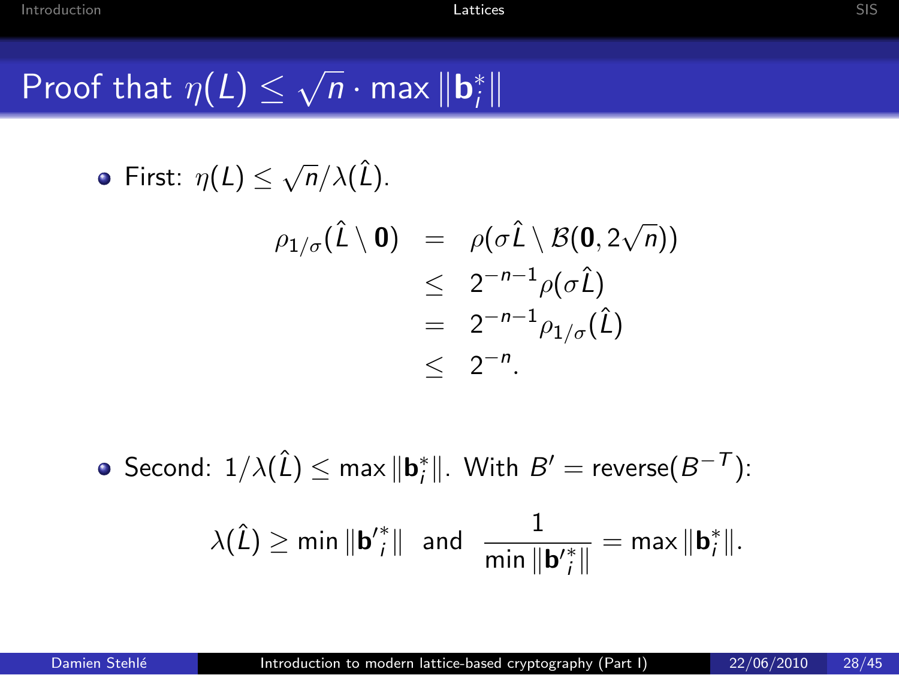# Proof that $\eta(L) \leq \sqrt{n} \cdot \max \|\mathbf{b}_i^*\|$

- First: $\eta(L) \leq \sqrt{n}/\lambda(\hat{L})$.

$$
\begin{aligned}
\rho_{1/\sigma}(\hat{L} \setminus \mathbf{0}) &= \rho(\sigma\hat{L} \setminus \mathcal{B}(\mathbf{0}, 2\sqrt{n})) \\
&\leq 2^{-n-1}\rho(\sigma\hat{L}) \\
&= 2^{-n-1}\rho_{1/\sigma}(\hat{L}) \\
&\leq 2^{-n}.
\end{aligned}
$$

- Second: $1/\lambda(\hat{L}) \leq \max \|\mathbf{b}_i^*\|$. With $B' = \text{reverse}(B^{-T})$:

$$
\lambda(\hat{L}) \geq \min \|\mathbf{b'}_i^*\| \quad \text{and} \quad \frac{1}{\min \|\mathbf{b'}_i^*\|} = \max \|\mathbf{b}_i^*\|.
$$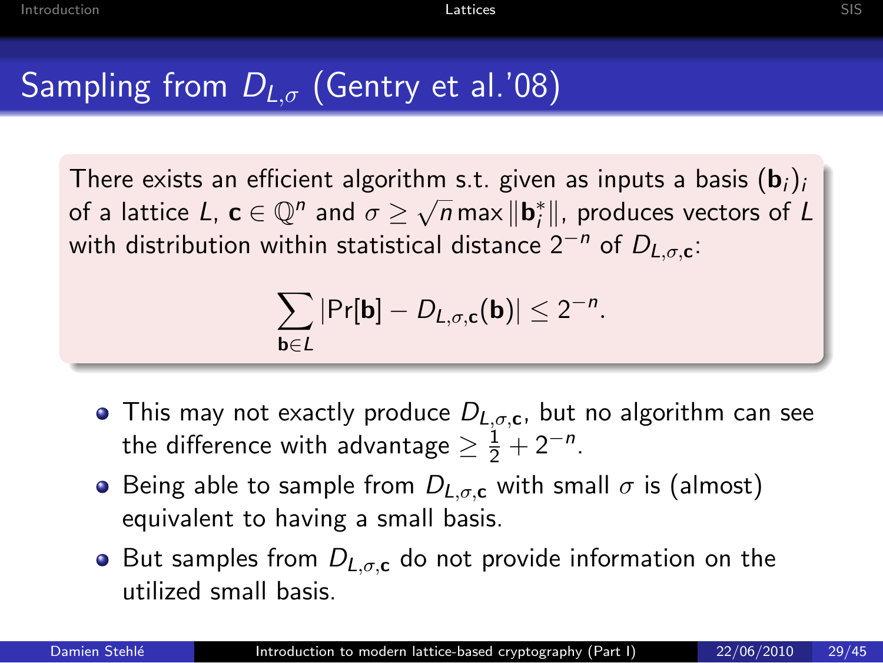# Sampling from $D_{L,\sigma}$ (Gentry et al.'08)

There exists an efficient algorithm s.t. given as inputs a basis $(\mathbf{b}_i)_i$ of a lattice $L$, $\mathbf{c} \in \mathbb{Q}^n$ and $\sigma \geq \sqrt{n} \max \|\mathbf{b}_i^*\|$, produces vectors of $L$ with distribution within statistical distance $2^{-n}$ of $D_{L,\sigma,\mathbf{c}}$:

$$\sum_{\mathbf{b} \in L} |\Pr[\mathbf{b}] - D_{L,\sigma,\mathbf{c}}(\mathbf{b})| \leq 2^{-n}.$$

- This may not exactly produce $D_{L,\sigma,\mathbf{c}}$, but no algorithm can see the difference with advantage $\geq \frac{1}{2} + 2^{-n}$.
- Being able to sample from $D_{L,\sigma,\mathbf{c}}$ with small $\sigma$ is (almost) equivalent to having a small basis.
- But samples from $D_{L,\sigma,\mathbf{c}}$ do not provide information on the utilized small basis.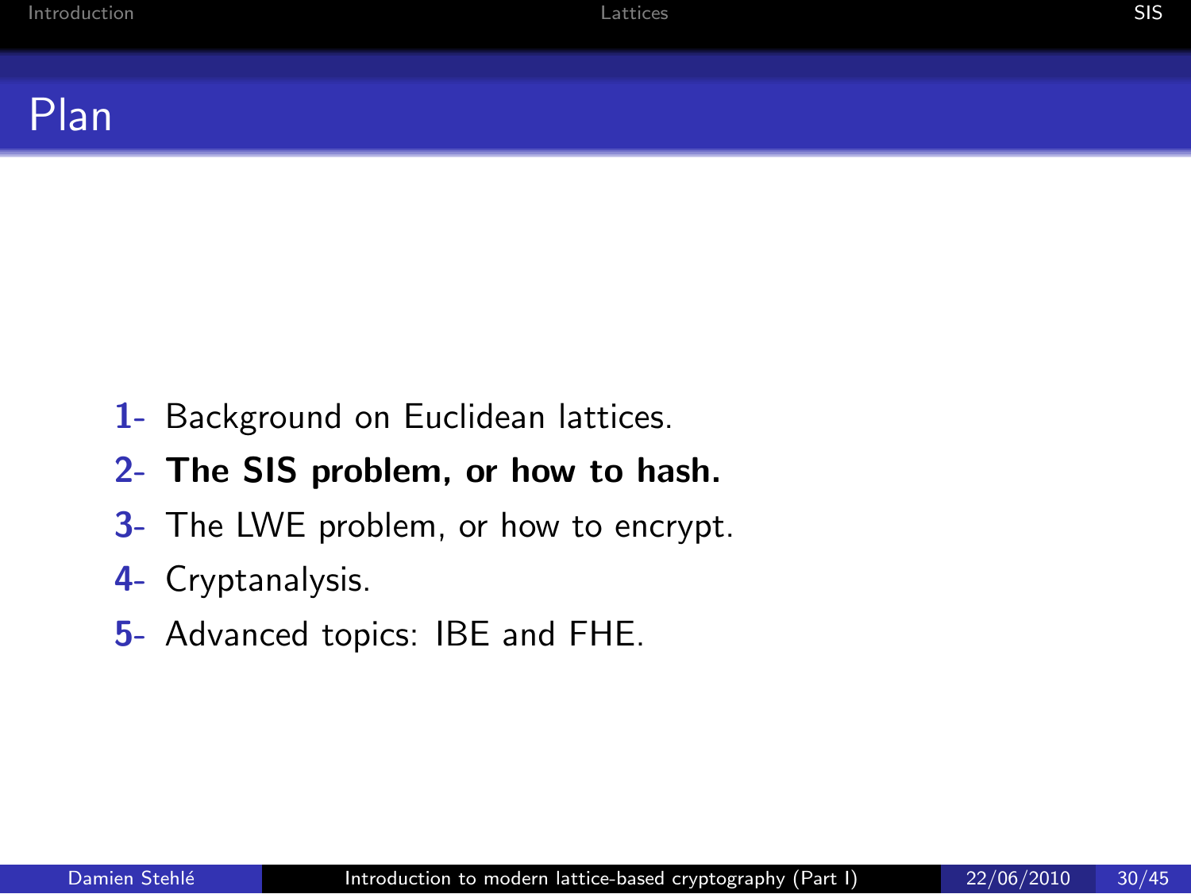# Plan

1- Background on Euclidean lattices.

**2- The SIS problem, or how to hash.**

3- The LWE problem, or how to encrypt.

4- Cryptanalysis.

5- Advanced topics: IBE and FHE.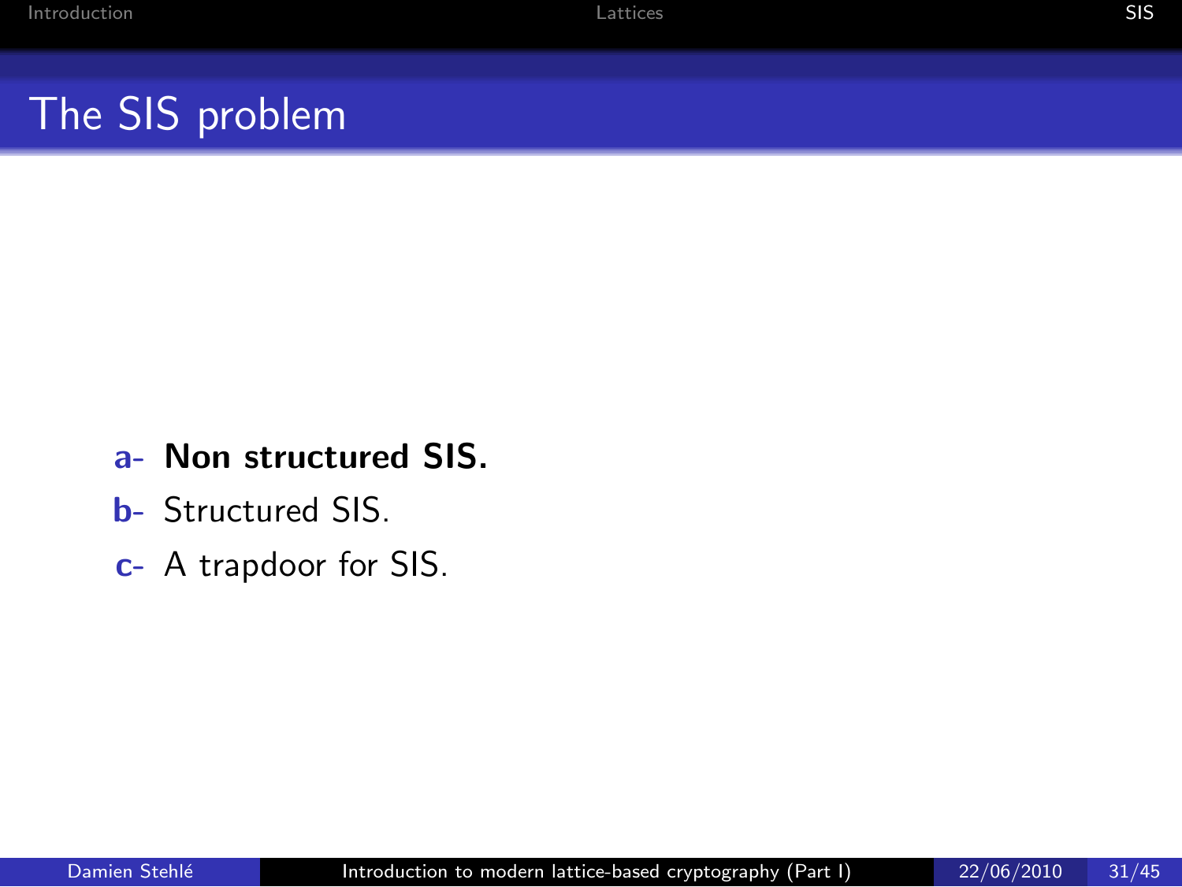# The SIS problem

- a- **Non structured SIS.**
- b- Structured SIS.
- c- A trapdoor for SIS.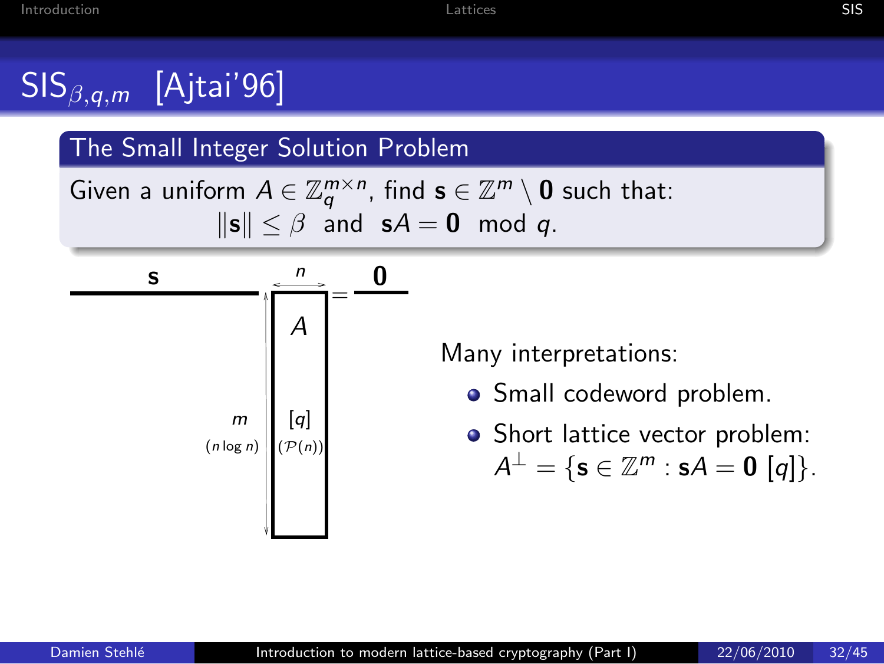# $\text{SIS}_{\beta,q,m}$ [Ajtai'96]

## The Small Integer Solution Problem

Given a uniform $A \in \mathbb{Z}_q^{m \times n}$, find $\mathbf{s} \in \mathbb{Z}^m \setminus \mathbf{0}$ such that:

$$\|\mathbf{s}\| \leq \beta \quad \text{and} \quad \mathbf{s}A = \mathbf{0} \mod q.$$

$\mathbf{s}$ $\cdot$ $A$ $=$ $\mathbf{0}$

$n$

$m$ $(n \log n)$

$[q]$ $(\mathcal{P}(n))$

Many interpretations:

- Small codeword problem.
- Short lattice vector problem: $A^{\perp} = \{\mathbf{s} \in \mathbb{Z}^m : \mathbf{s}A = \mathbf{0} \ [q]\}$.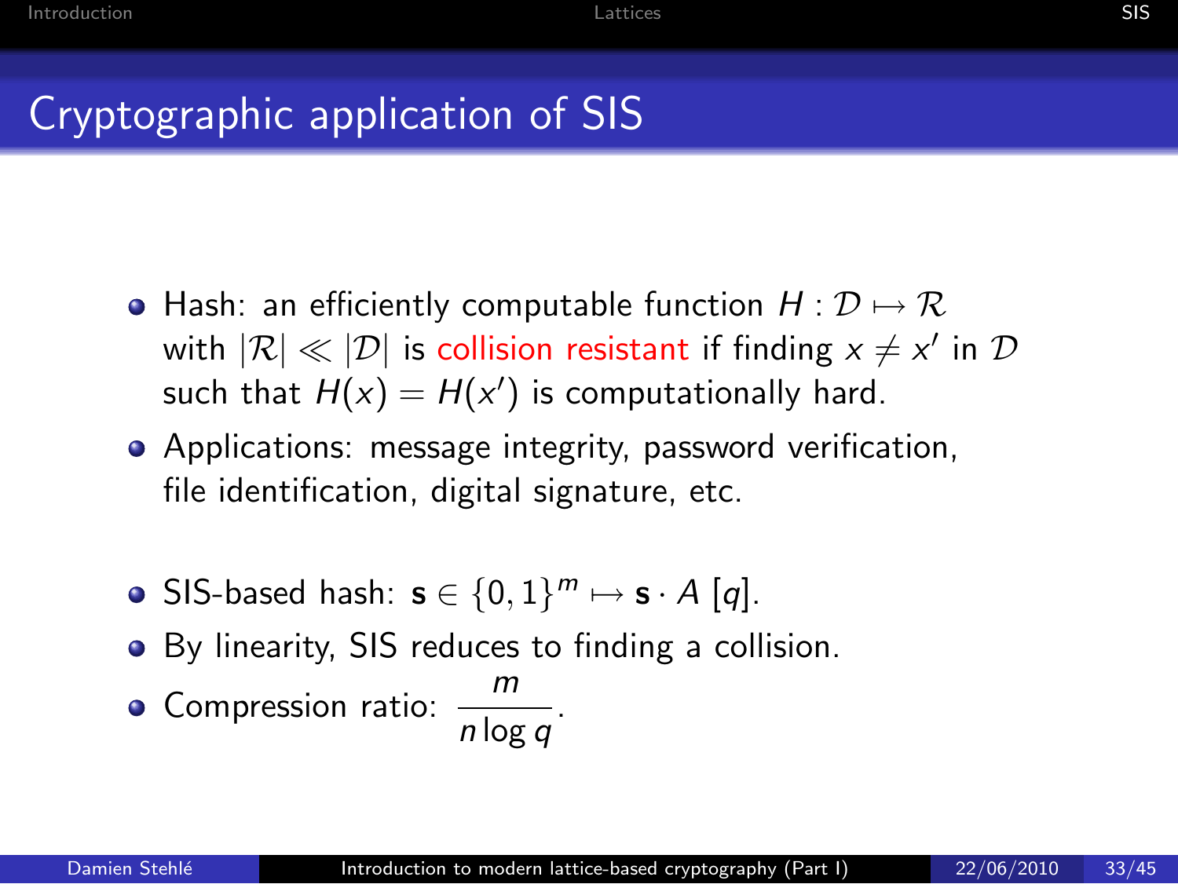# Cryptographic application of SIS

- Hash: an efficiently computable function $H : \mathcal{D} \mapsto \mathcal{R}$ with $|\mathcal{R}| \ll |\mathcal{D}|$ is collision resistant if finding $x \neq x'$ in $\mathcal{D}$ such that $H(x) = H(x')$ is computationally hard.
- Applications: message integrity, password verification, file identification, digital signature, etc.

- SIS-based hash: $\mathbf{s} \in \{0,1\}^m \mapsto \mathbf{s} \cdot A \ [q]$.
- By linearity, SIS reduces to finding a collision.
- Compression ratio: $\dfrac{m}{n \log q}$.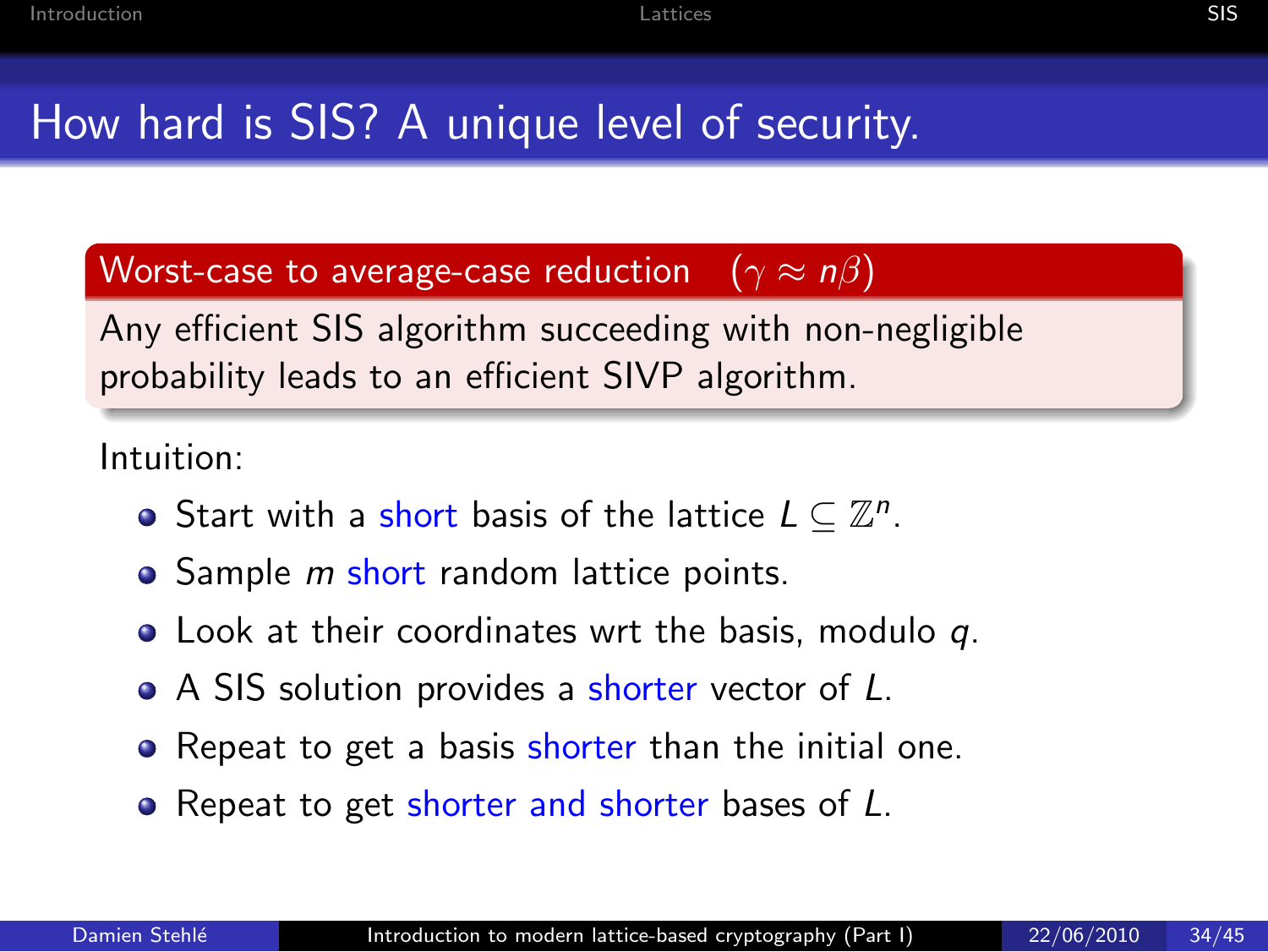# How hard is SIS? A unique level of security.

**Worst-case to average-case reduction** $(\gamma \approx n\beta)$

Any efficient SIS algorithm succeeding with non-negligible probability leads to an efficient SIVP algorithm.

Intuition:

- Start with a short basis of the lattice $L \subseteq \mathbb{Z}^n$.
- Sample $m$ short random lattice points.
- Look at their coordinates wrt the basis, modulo $q$.
- A SIS solution provides a shorter vector of $L$.
- Repeat to get a basis shorter than the initial one.
- Repeat to get shorter and shorter bases of $L$.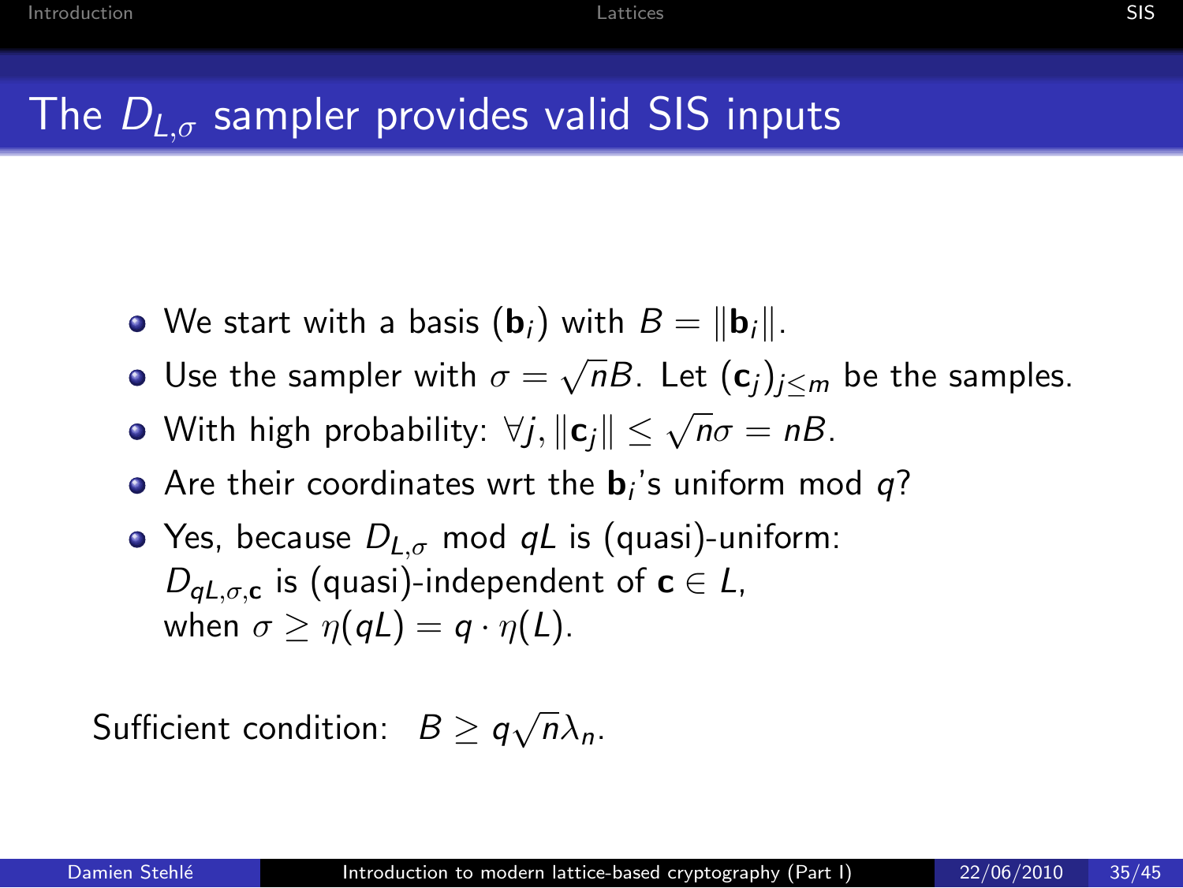# The $D_{L,\sigma}$ sampler provides valid SIS inputs

- We start with a basis $(\mathbf{b}_i)$ with $B = \|\mathbf{b}_i\|$.
- Use the sampler with $\sigma = \sqrt{n}B$. Let $(\mathbf{c}_j)_{j \leq m}$ be the samples.
- With high probability: $\forall j, \|\mathbf{c}_j\| \leq \sqrt{n}\sigma = nB$.
- Are their coordinates wrt the $\mathbf{b}_i$'s uniform mod $q$?
- Yes, because $D_{L,\sigma}$ mod $qL$ is (quasi)-uniform:
  $D_{qL,\sigma,\mathbf{c}}$ is (quasi)-independent of $\mathbf{c} \in L$,
  when $\sigma \geq \eta(qL) = q \cdot \eta(L)$.

Sufficient condition: $B \geq q\sqrt{n}\lambda_n$.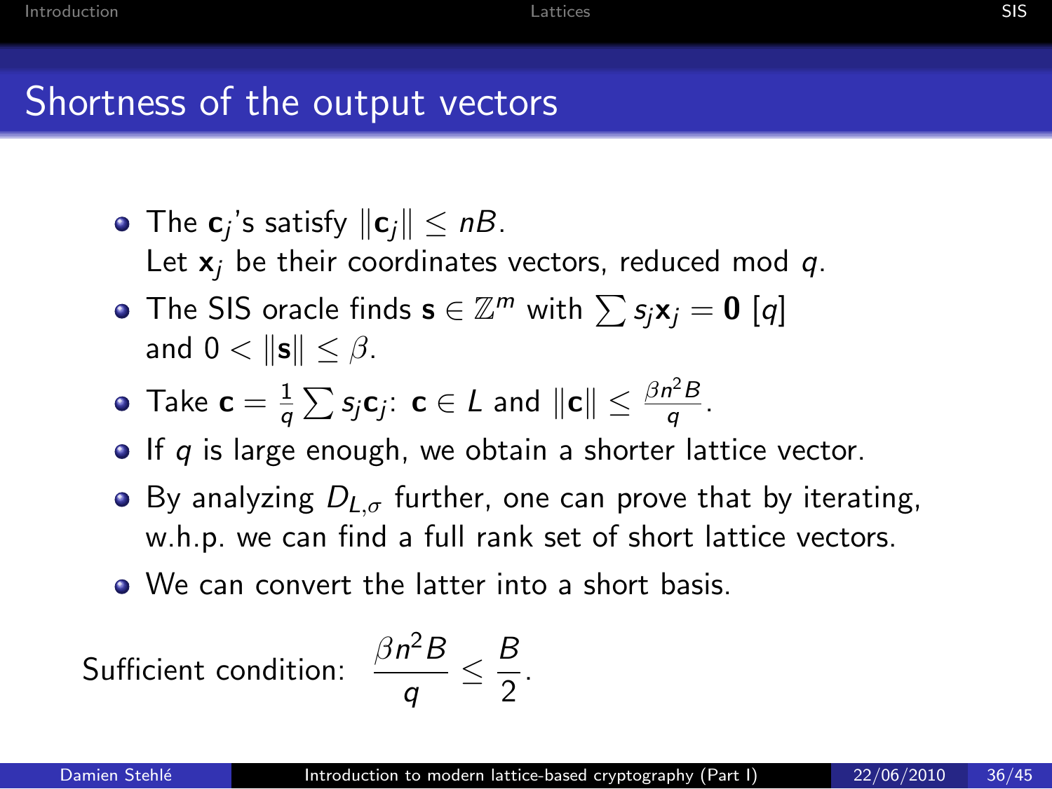# Shortness of the output vectors

- The $\mathbf{c}_j$'s satisfy $\|\mathbf{c}_j\| \leq nB$.
  Let $\mathbf{x}_j$ be their coordinates vectors, reduced mod $q$.
- The SIS oracle finds $\mathbf{s} \in \mathbb{Z}^m$ with $\sum s_j \mathbf{x}_j = \mathbf{0}$ $[q]$ and $0 < \|\mathbf{s}\| \leq \beta$.
- Take $\mathbf{c} = \frac{1}{q} \sum s_j \mathbf{c}_j$: $\mathbf{c} \in L$ and $\|\mathbf{c}\| \leq \frac{\beta n^2 B}{q}$.
- If $q$ is large enough, we obtain a shorter lattice vector.
- By analyzing $D_{L,\sigma}$ further, one can prove that by iterating, w.h.p. we can find a full rank set of short lattice vectors.
- We can convert the latter into a short basis.

Sufficient condition: $\dfrac{\beta n^2 B}{q} \leq \dfrac{B}{2}$.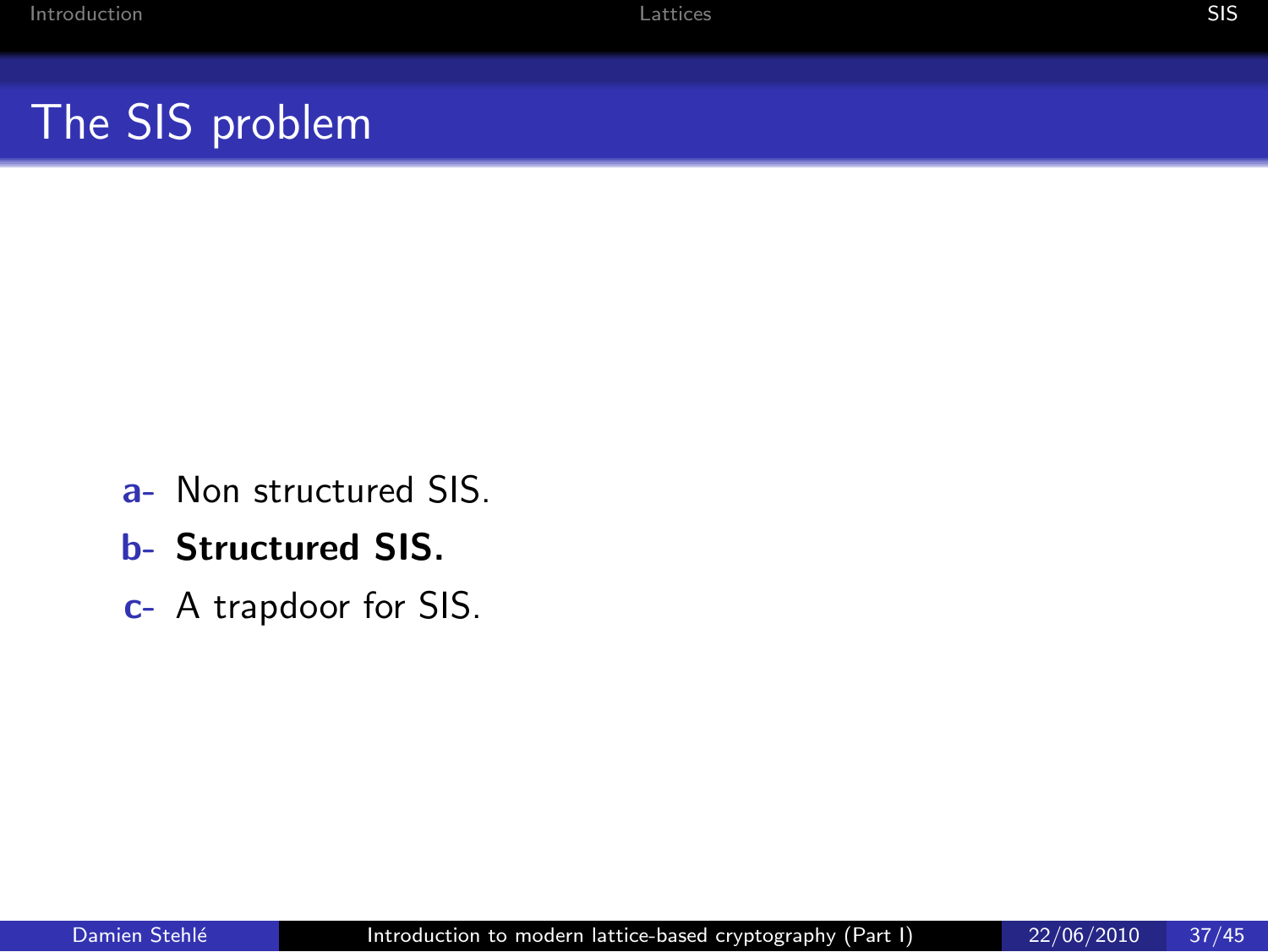# The SIS problem

a- Non structured SIS.

b- **Structured SIS.**

c- A trapdoor for SIS.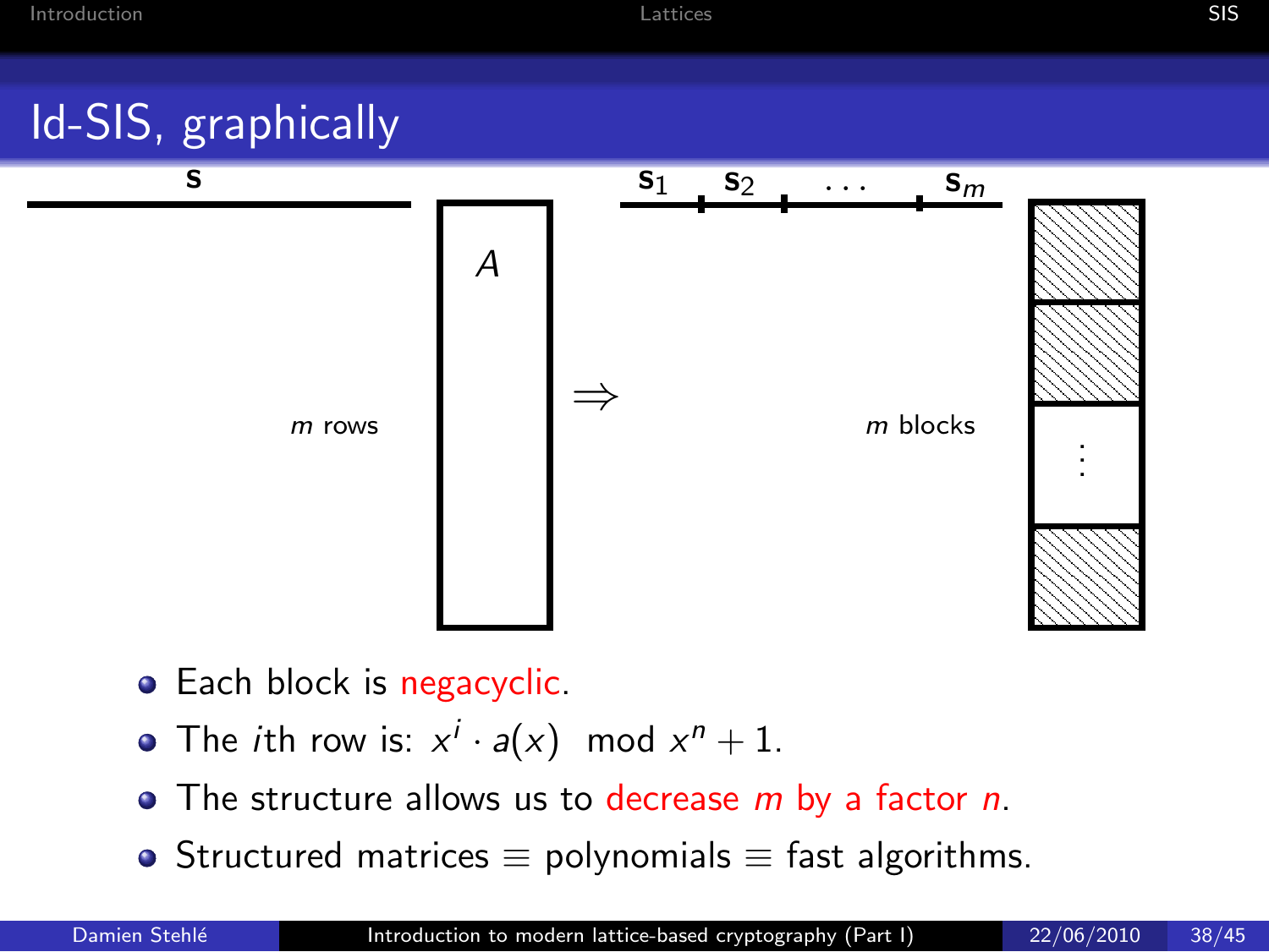# Id-SIS, graphically

$\mathbf{s}$ — $A$ ($m$ rows) $\Rightarrow$ $\mathbf{s}_1$ $\mathbf{s}_2$ $\ldots$ $\mathbf{s}_m$ ($m$ blocks)

- Each block is negacyclic.
- The $i$th row is: $x^i \cdot a(x) \mod x^n + 1$.
- The structure allows us to decrease $m$ by a factor $n$.
- Structured matrices $\equiv$ polynomials $\equiv$ fast algorithms.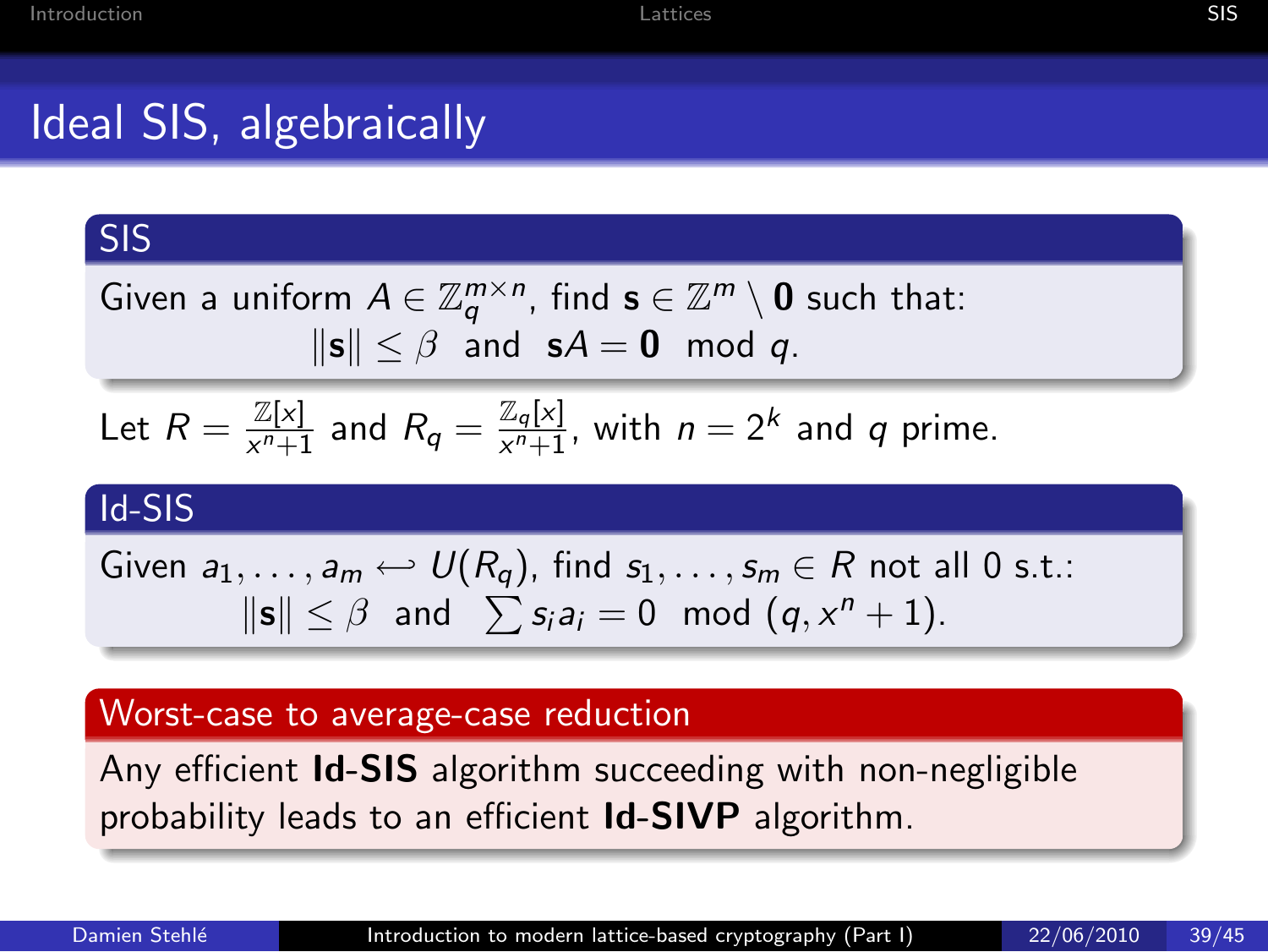# Ideal SIS, algebraically

### SIS

Given a uniform $A \in \mathbb{Z}_q^{m \times n}$, find $\mathbf{s} \in \mathbb{Z}^m \setminus \mathbf{0}$ such that:

$$\|\mathbf{s}\| \leq \beta \text{ and } \mathbf{s}A = \mathbf{0} \mod q.$$

Let $R = \frac{\mathbb{Z}[x]}{x^n+1}$ and $R_q = \frac{\mathbb{Z}_q[x]}{x^n+1}$, with $n = 2^k$ and $q$ prime.

### Id-SIS

Given $a_1, \ldots, a_m \hookleftarrow U(R_q)$, find $s_1, \ldots, s_m \in R$ not all 0 s.t.:

$$\|\mathbf{s}\| \leq \beta \text{ and } \sum s_i a_i = 0 \mod (q, x^n + 1).$$

### Worst-case to average-case reduction

Any efficient **Id-SIS** algorithm succeeding with non-negligible probability leads to an efficient **Id-SIVP** algorithm.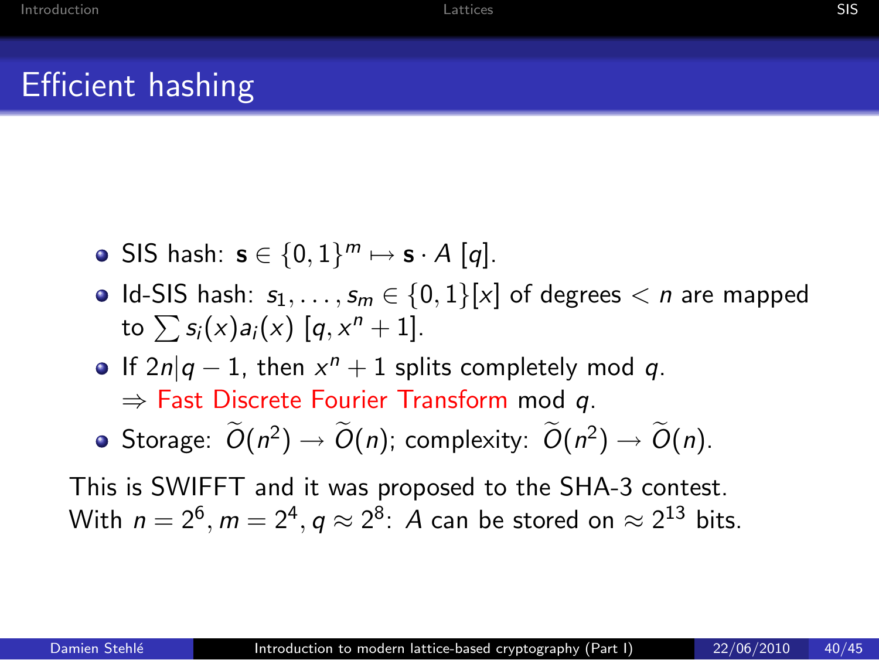# Efficient hashing

- SIS hash: $\mathbf{s} \in \{0,1\}^m \mapsto \mathbf{s} \cdot A \; [q]$.
- Id-SIS hash: $s_1, \ldots, s_m \in \{0,1\}[x]$ of degrees $< n$ are mapped to $\sum s_i(x) a_i(x) \; [q, x^n + 1]$.
- If $2n | q - 1$, then $x^n + 1$ splits completely mod $q$.
  $\Rightarrow$ Fast Discrete Fourier Transform mod $q$.
- Storage: $\widetilde{O}(n^2) \rightarrow \widetilde{O}(n)$; complexity: $\widetilde{O}(n^2) \rightarrow \widetilde{O}(n)$.

This is SWIFFT and it was proposed to the SHA-3 contest.
With $n = 2^6, m = 2^4, q \approx 2^8$: $A$ can be stored on $\approx 2^{13}$ bits.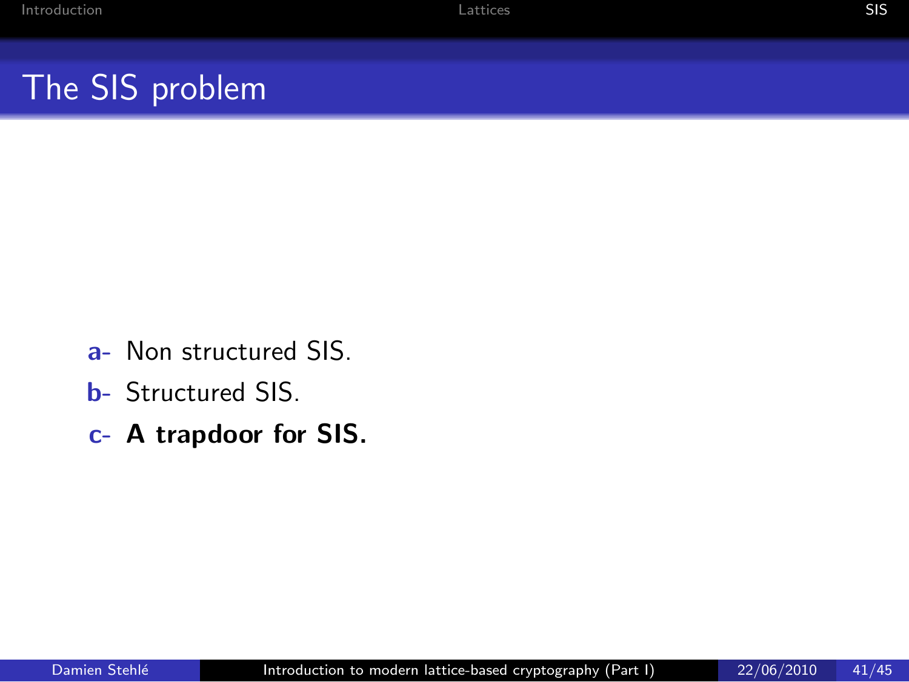# The SIS problem

a- Non structured SIS.

b- Structured SIS.

c- **A trapdoor for SIS.**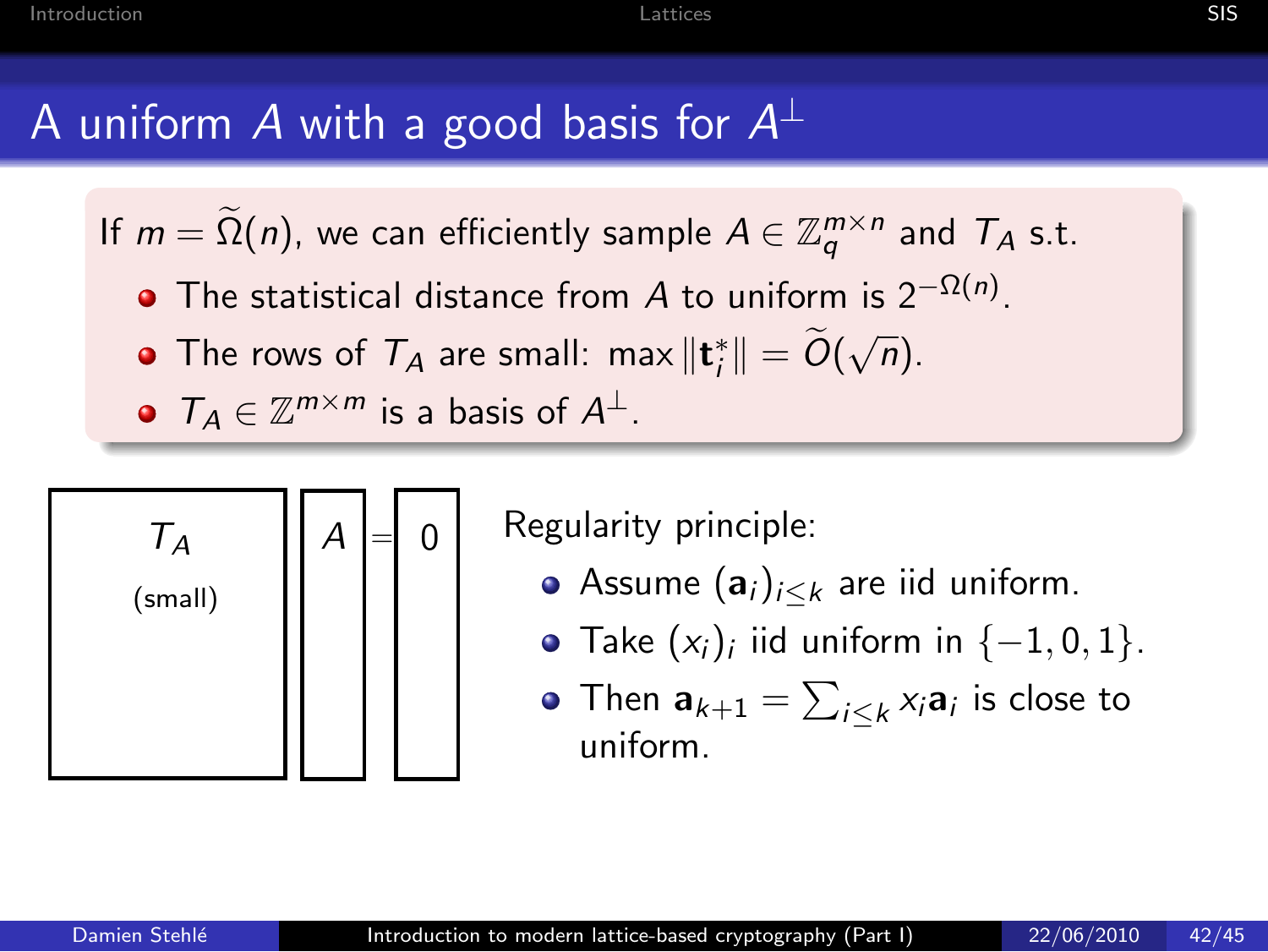# A uniform $A$ with a good basis for $A^\perp$

If $m = \widetilde{\Omega}(n)$, we can efficiently sample $A \in \mathbb{Z}_q^{m \times n}$ and $T_A$ s.t.

- The statistical distance from $A$ to uniform is $2^{-\Omega(n)}$.
- The rows of $T_A$ are small: $\max \|\mathbf{t}_i^*\| = \widetilde{O}(\sqrt{n})$.
- $T_A \in \mathbb{Z}^{m \times m}$ is a basis of $A^\perp$.

$T_A$ (small) $\cdot$ $A$ $=$ $0$

Regularity principle:

- Assume $(\mathbf{a}_i)_{i \leq k}$ are iid uniform.
- Take $(x_i)_i$ iid uniform in $\{-1, 0, 1\}$.
- Then $\mathbf{a}_{k+1} = \sum_{i \leq k} x_i \mathbf{a}_i$ is close to uniform.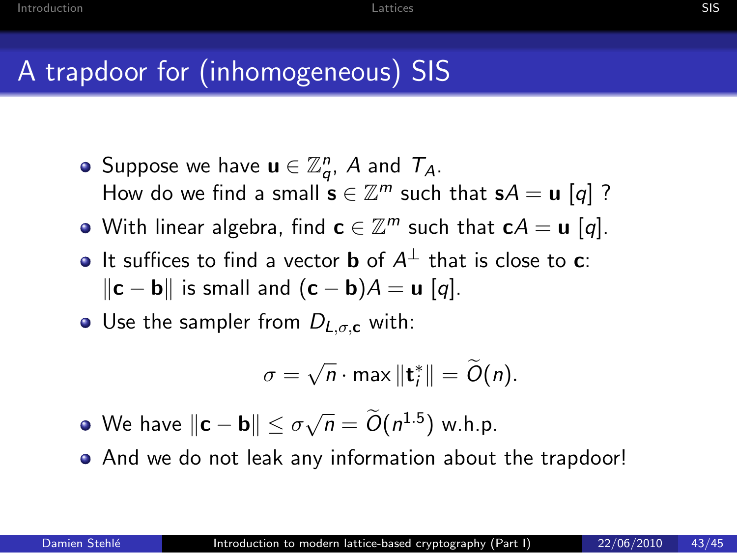# A trapdoor for (inhomogeneous) SIS

- Suppose we have $\mathbf{u} \in \mathbb{Z}_q^n$, $A$ and $T_A$.
  How do we find a small $\mathbf{s} \in \mathbb{Z}^m$ such that $\mathbf{s}A = \mathbf{u}\ [q]$ ?
- With linear algebra, find $\mathbf{c} \in \mathbb{Z}^m$ such that $\mathbf{c}A = \mathbf{u}\ [q]$.
- It suffices to find a vector $\mathbf{b}$ of $A^{\perp}$ that is close to $\mathbf{c}$:
  $\|\mathbf{c} - \mathbf{b}\|$ is small and $(\mathbf{c} - \mathbf{b})A = \mathbf{u}\ [q]$.
- Use the sampler from $D_{L,\sigma,\mathbf{c}}$ with:

$$\sigma = \sqrt{n} \cdot \max \|\mathbf{t}_i^*\| = \widetilde{O}(n).$$

- We have $\|\mathbf{c} - \mathbf{b}\| \leq \sigma\sqrt{n} = \widetilde{O}(n^{1.5})$ w.h.p.
- And we do not leak any information about the trapdoor!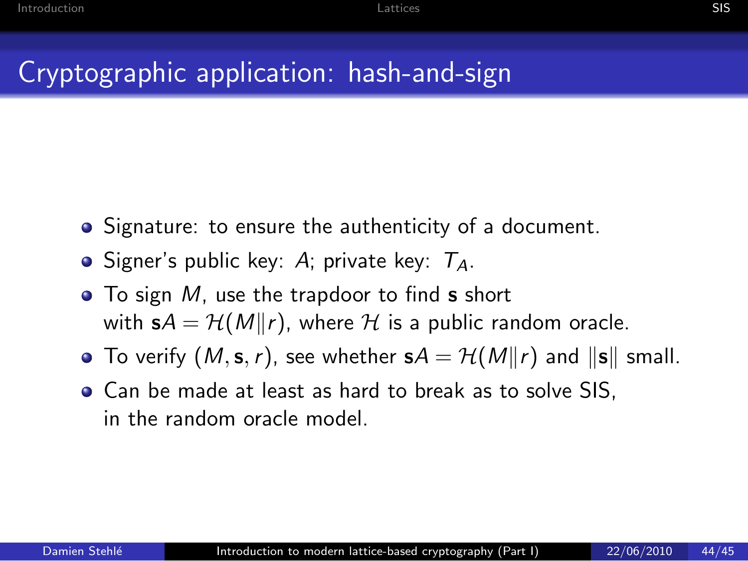# Cryptographic application: hash-and-sign

- Signature: to ensure the authenticity of a document.
- Signer's public key: $A$; private key: $T_A$.
- To sign $M$, use the trapdoor to find $\mathbf{s}$ short with $\mathbf{s}A = \mathcal{H}(M\|r)$, where $\mathcal{H}$ is a public random oracle.
- To verify $(M, \mathbf{s}, r)$, see whether $\mathbf{s}A = \mathcal{H}(M\|r)$ and $\|\mathbf{s}\|$ small.
- Can be made at least as hard to break as to solve SIS, in the random oracle model.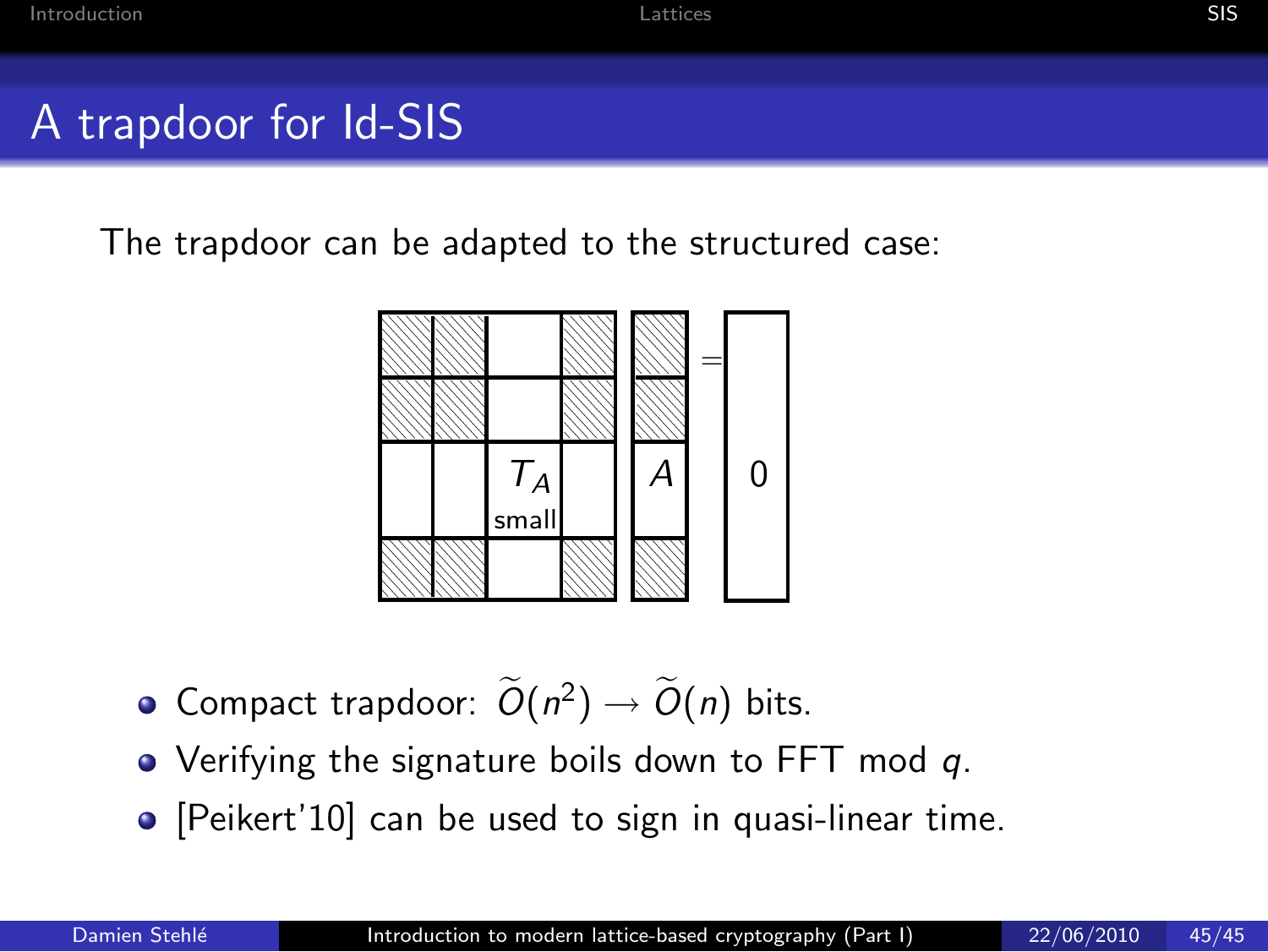# A trapdoor for Id-SIS

The trapdoor can be adapted to the structured case:

$T_A$ small

$A$

$=$

0

- Compact trapdoor: $\widetilde{O}(n^2) \rightarrow \widetilde{O}(n)$ bits.
- Verifying the signature boils down to FFT mod $q$.
- [Peikert'10] can be used to sign in quasi-linear time.